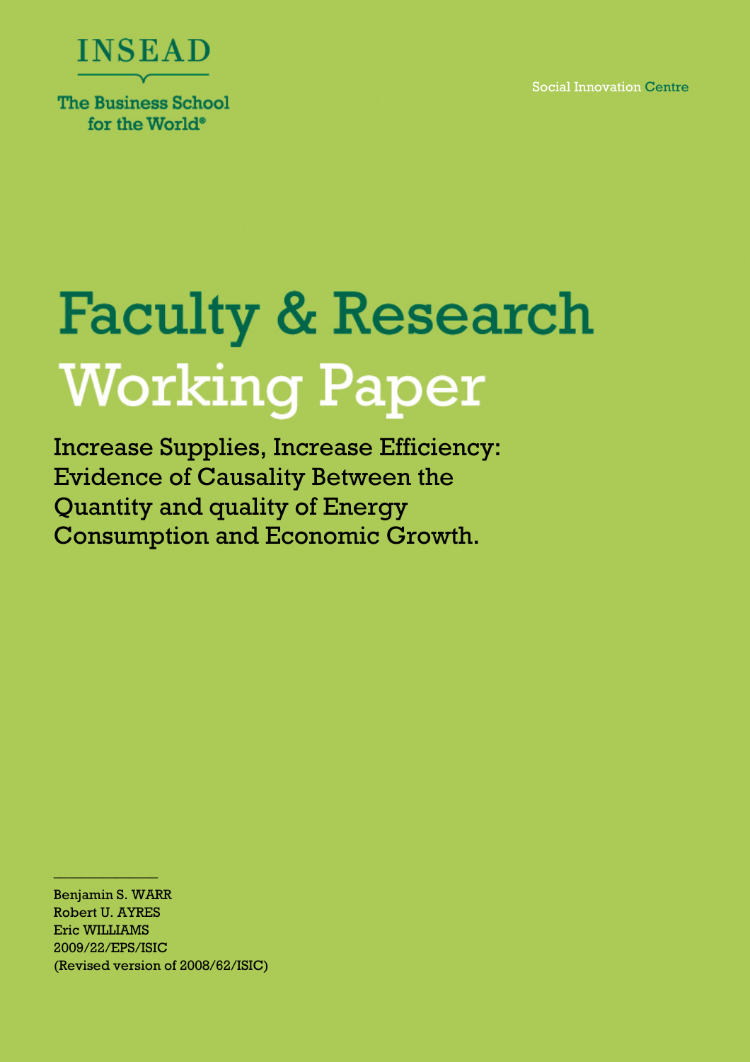INSEAD

The Business School for the World®

Social Innovation Centre

# Faculty & Research Working Paper

## Increase Supplies, Increase Efficiency: Evidence of Causality Between the Quantity and quality of Energy Consumption and Economic Growth.

Benjamin S. WARR
Robert U. AYRES
Eric WILLIAMS
2009/22/EPS/ISIC
(Revised version of 2008/62/ISIC)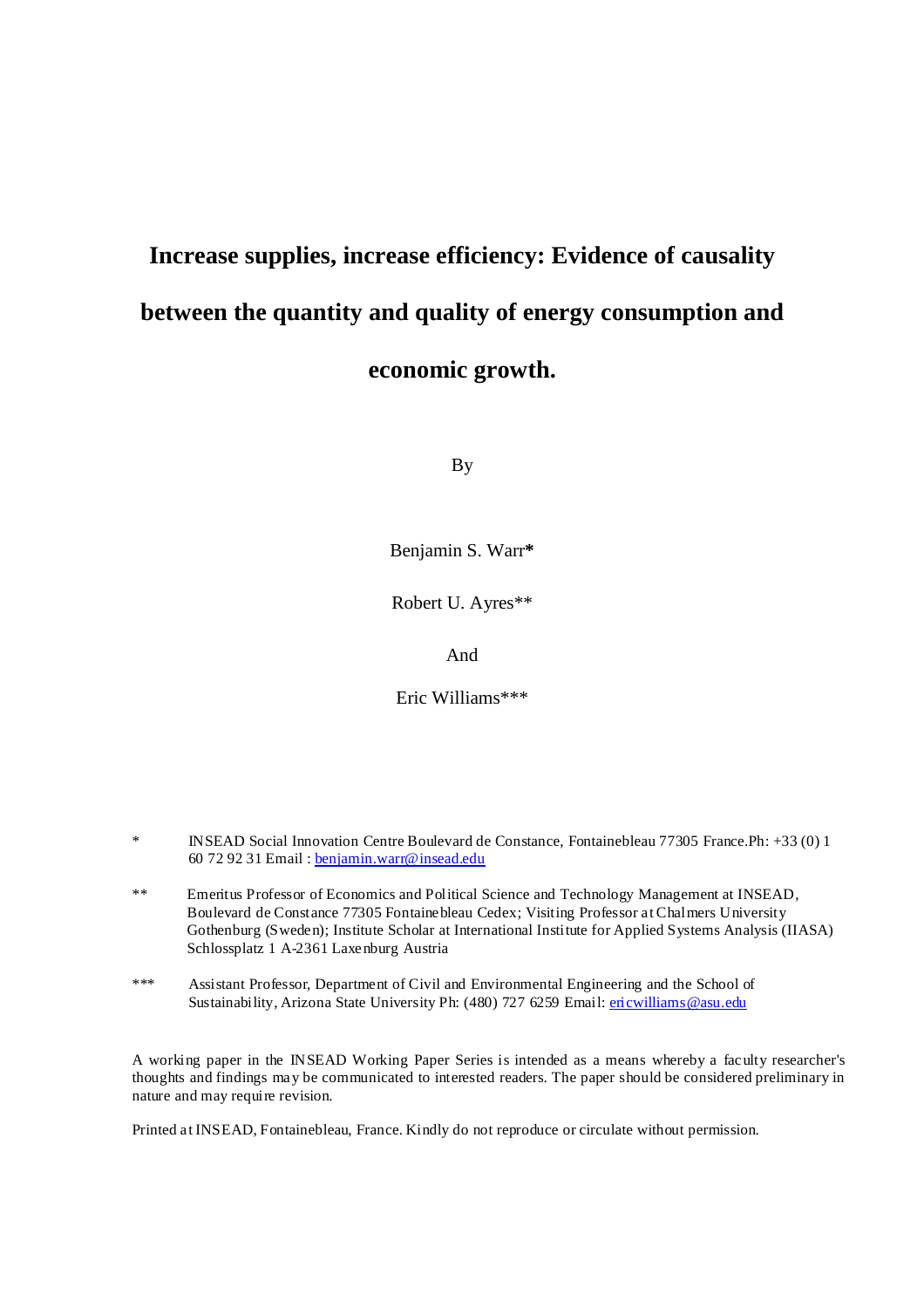# Increase supplies, increase efficiency: Evidence of causality between the quantity and quality of energy consumption and economic growth.

By

Benjamin S. Warr*

Robert U. Ayres**

And

Eric Williams***

\* INSEAD Social Innovation Centre Boulevard de Constance, Fontainebleau 77305 France.Ph: +33 (0) 1 60 72 92 31 Email : benjamin.warr@insead.edu

\*\* Emeritus Professor of Economics and Political Science and Technology Management at INSEAD, Boulevard de Constance 77305 Fontainebleau Cedex; Visiting Professor at Chalmers University Gothenburg (Sweden); Institute Scholar at International Institute for Applied Systems Analysis (IIASA) Schlossplatz 1 A-2361 Laxenburg Austria

\*\*\* Assistant Professor, Department of Civil and Environmental Engineering and the School of Sustainability, Arizona State University Ph: (480) 727 6259 Email: ericwilliams@asu.edu

A working paper in the INSEAD Working Paper Series is intended as a means whereby a faculty researcher's thoughts and findings may be communicated to interested readers. The paper should be considered preliminary in nature and may require revision.

Printed at INSEAD, Fontainebleau, France. Kindly do not reproduce or circulate without permission.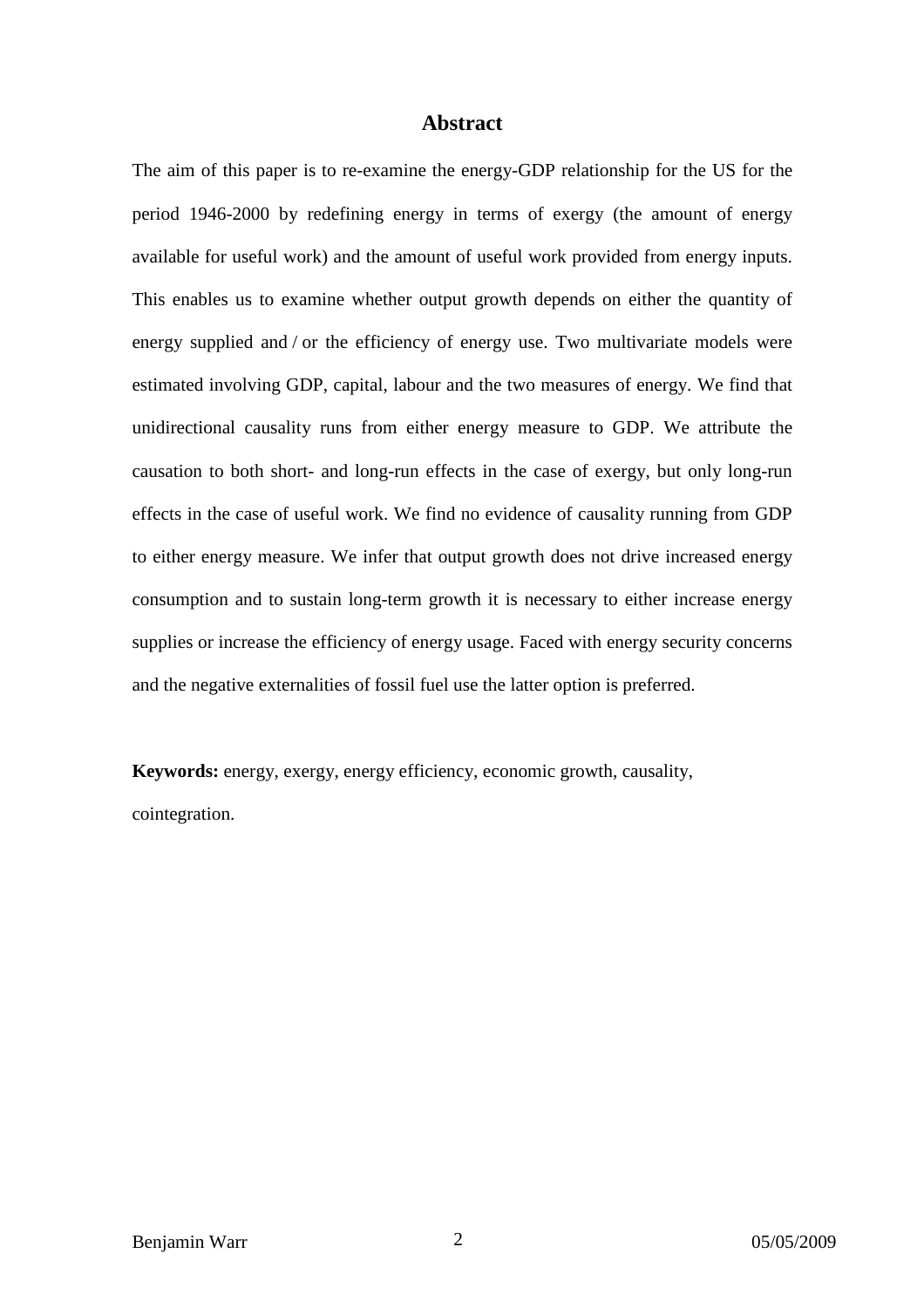## Abstract

The aim of this paper is to re-examine the energy-GDP relationship for the US for the period 1946-2000 by redefining energy in terms of exergy (the amount of energy available for useful work) and the amount of useful work provided from energy inputs. This enables us to examine whether output growth depends on either the quantity of energy supplied and / or the efficiency of energy use. Two multivariate models were estimated involving GDP, capital, labour and the two measures of energy. We find that unidirectional causality runs from either energy measure to GDP. We attribute the causation to both short- and long-run effects in the case of exergy, but only long-run effects in the case of useful work. We find no evidence of causality running from GDP to either energy measure. We infer that output growth does not drive increased energy consumption and to sustain long-term growth it is necessary to either increase energy supplies or increase the efficiency of energy usage. Faced with energy security concerns and the negative externalities of fossil fuel use the latter option is preferred.

**Keywords:** energy, exergy, energy efficiency, economic growth, causality, cointegration.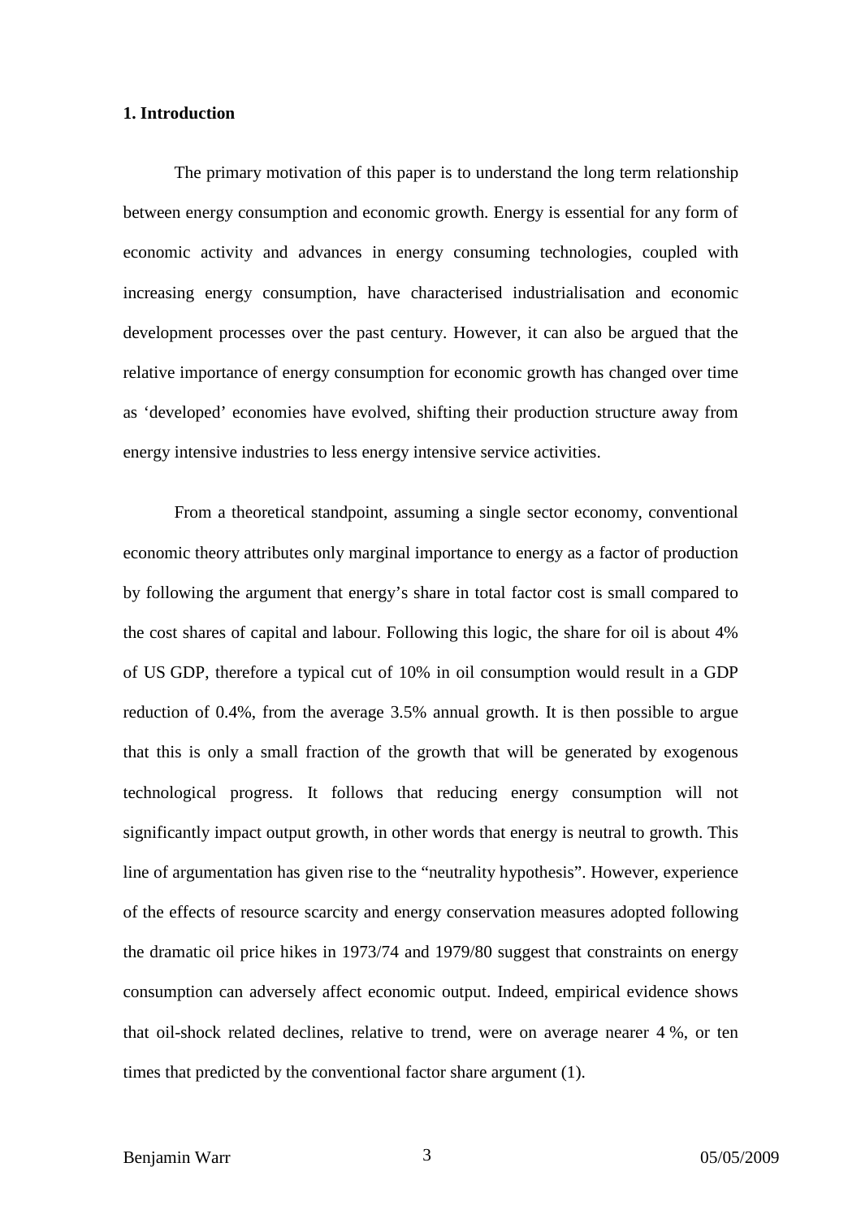## 1. Introduction

The primary motivation of this paper is to understand the long term relationship between energy consumption and economic growth. Energy is essential for any form of economic activity and advances in energy consuming technologies, coupled with increasing energy consumption, have characterised industrialisation and economic development processes over the past century. However, it can also be argued that the relative importance of energy consumption for economic growth has changed over time as 'developed' economies have evolved, shifting their production structure away from energy intensive industries to less energy intensive service activities.

From a theoretical standpoint, assuming a single sector economy, conventional economic theory attributes only marginal importance to energy as a factor of production by following the argument that energy's share in total factor cost is small compared to the cost shares of capital and labour. Following this logic, the share for oil is about 4% of US GDP, therefore a typical cut of 10% in oil consumption would result in a GDP reduction of 0.4%, from the average 3.5% annual growth. It is then possible to argue that this is only a small fraction of the growth that will be generated by exogenous technological progress. It follows that reducing energy consumption will not significantly impact output growth, in other words that energy is neutral to growth. This line of argumentation has given rise to the "neutrality hypothesis". However, experience of the effects of resource scarcity and energy conservation measures adopted following the dramatic oil price hikes in 1973/74 and 1979/80 suggest that constraints on energy consumption can adversely affect economic output. Indeed, empirical evidence shows that oil-shock related declines, relative to trend, were on average nearer 4 %, or ten times that predicted by the conventional factor share argument (1).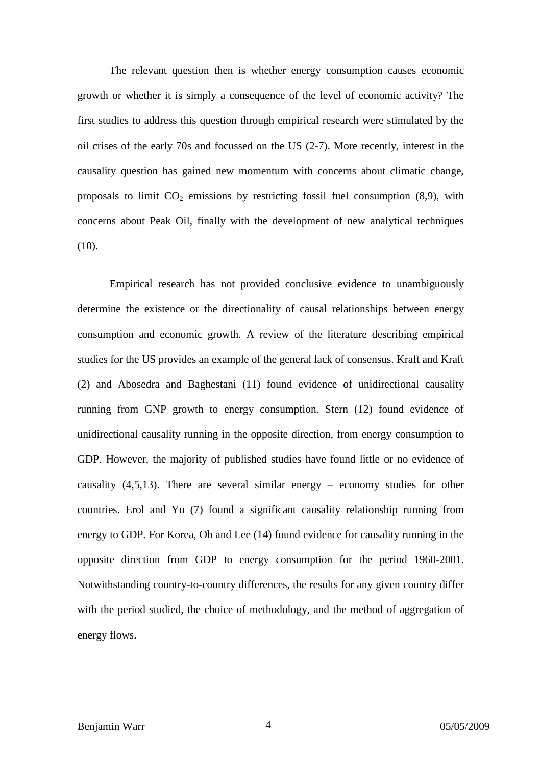The relevant question then is whether energy consumption causes economic growth or whether it is simply a consequence of the level of economic activity? The first studies to address this question through empirical research were stimulated by the oil crises of the early 70s and focussed on the US (2-7). More recently, interest in the causality question has gained new momentum with concerns about climatic change, proposals to limit $CO_2$ emissions by restricting fossil fuel consumption (8,9), with concerns about Peak Oil, finally with the development of new analytical techniques (10).

Empirical research has not provided conclusive evidence to unambiguously determine the existence or the directionality of causal relationships between energy consumption and economic growth. A review of the literature describing empirical studies for the US provides an example of the general lack of consensus. Kraft and Kraft (2) and Abosedra and Baghestani (11) found evidence of unidirectional causality running from GNP growth to energy consumption. Stern (12) found evidence of unidirectional causality running in the opposite direction, from energy consumption to GDP. However, the majority of published studies have found little or no evidence of causality (4,5,13). There are several similar energy – economy studies for other countries. Erol and Yu (7) found a significant causality relationship running from energy to GDP. For Korea, Oh and Lee (14) found evidence for causality running in the opposite direction from GDP to energy consumption for the period 1960-2001. Notwithstanding country-to-country differences, the results for any given country differ with the period studied, the choice of methodology, and the method of aggregation of energy flows.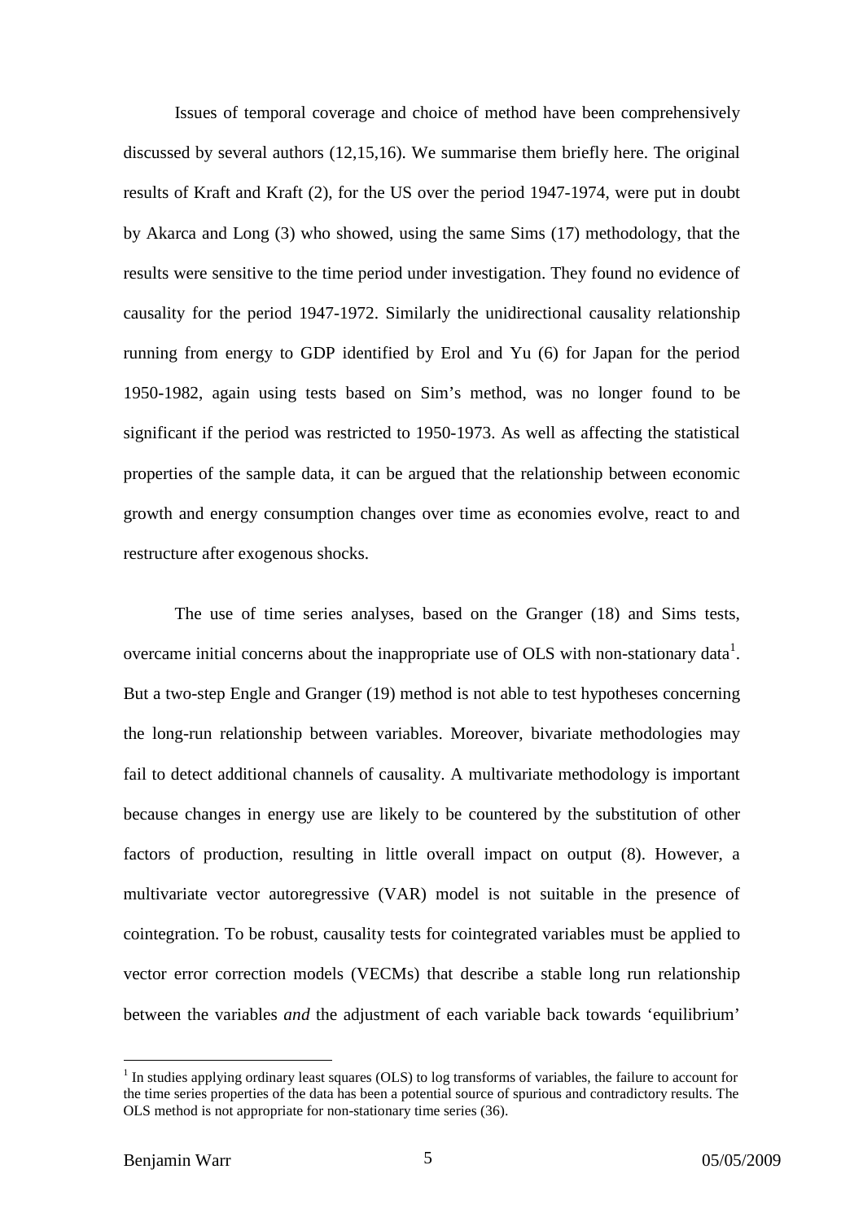Issues of temporal coverage and choice of method have been comprehensively discussed by several authors (12,15,16). We summarise them briefly here. The original results of Kraft and Kraft (2), for the US over the period 1947-1974, were put in doubt by Akarca and Long (3) who showed, using the same Sims (17) methodology, that the results were sensitive to the time period under investigation. They found no evidence of causality for the period 1947-1972. Similarly the unidirectional causality relationship running from energy to GDP identified by Erol and Yu (6) for Japan for the period 1950-1982, again using tests based on Sim's method, was no longer found to be significant if the period was restricted to 1950-1973. As well as affecting the statistical properties of the sample data, it can be argued that the relationship between economic growth and energy consumption changes over time as economies evolve, react to and restructure after exogenous shocks.

The use of time series analyses, based on the Granger (18) and Sims tests, overcame initial concerns about the inappropriate use of OLS with non-stationary data[1]. But a two-step Engle and Granger (19) method is not able to test hypotheses concerning the long-run relationship between variables. Moreover, bivariate methodologies may fail to detect additional channels of causality. A multivariate methodology is important because changes in energy use are likely to be countered by the substitution of other factors of production, resulting in little overall impact on output (8). However, a multivariate vector autoregressive (VAR) model is not suitable in the presence of cointegration. To be robust, causality tests for cointegrated variables must be applied to vector error correction models (VECMs) that describe a stable long run relationship between the variables *and* the adjustment of each variable back towards 'equilibrium'

[1] In studies applying ordinary least squares (OLS) to log transforms of variables, the failure to account for the time series properties of the data has been a potential source of spurious and contradictory results. The OLS method is not appropriate for non-stationary time series (36).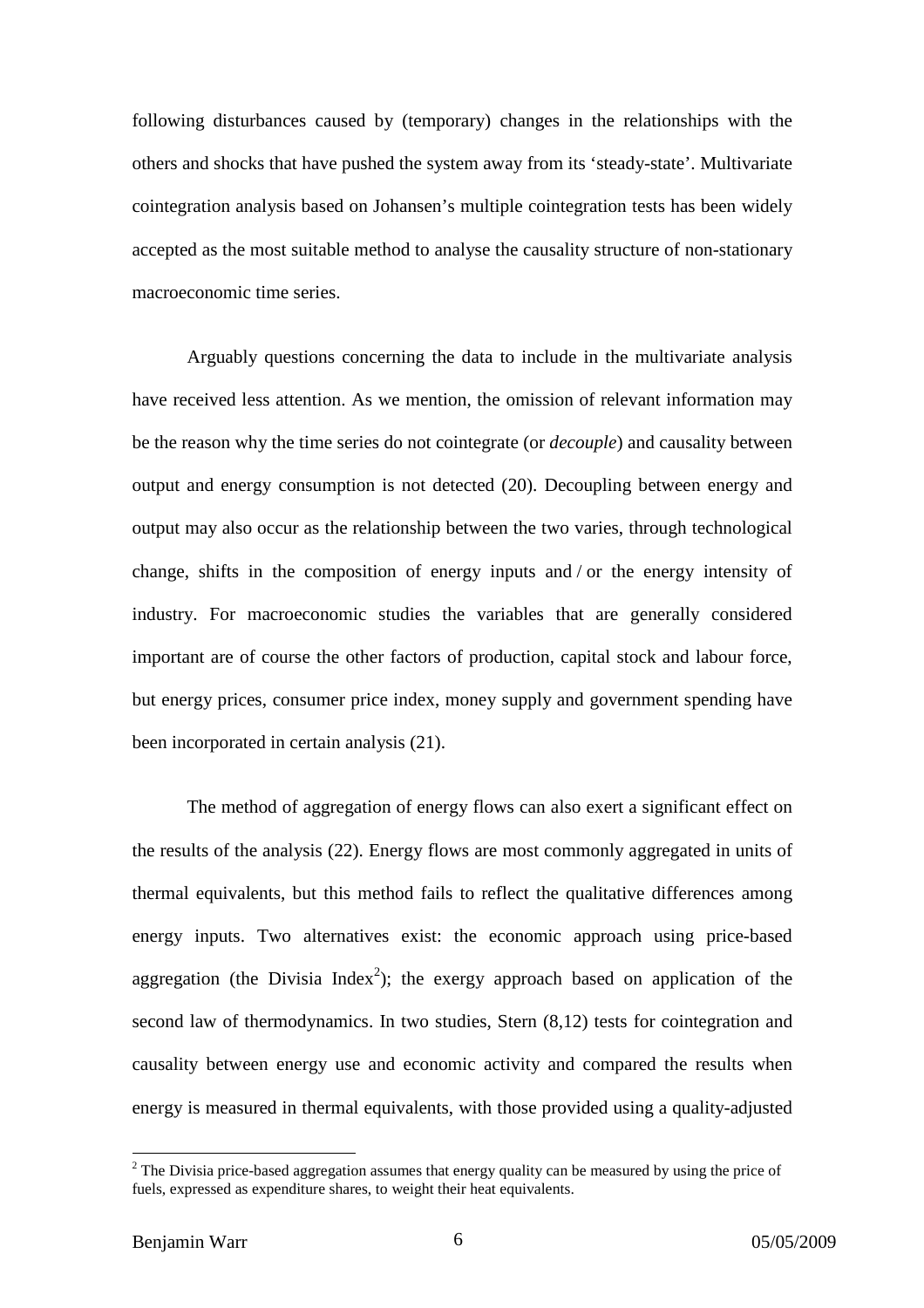following disturbances caused by (temporary) changes in the relationships with the others and shocks that have pushed the system away from its 'steady-state'. Multivariate cointegration analysis based on Johansen's multiple cointegration tests has been widely accepted as the most suitable method to analyse the causality structure of non-stationary macroeconomic time series.

Arguably questions concerning the data to include in the multivariate analysis have received less attention. As we mention, the omission of relevant information may be the reason why the time series do not cointegrate (or *decouple*) and causality between output and energy consumption is not detected (20). Decoupling between energy and output may also occur as the relationship between the two varies, through technological change, shifts in the composition of energy inputs and / or the energy intensity of industry. For macroeconomic studies the variables that are generally considered important are of course the other factors of production, capital stock and labour force, but energy prices, consumer price index, money supply and government spending have been incorporated in certain analysis (21).

The method of aggregation of energy flows can also exert a significant effect on the results of the analysis (22). Energy flows are most commonly aggregated in units of thermal equivalents, but this method fails to reflect the qualitative differences among energy inputs. Two alternatives exist: the economic approach using price-based aggregation (the Divisia Index[2]); the exergy approach based on application of the second law of thermodynamics. In two studies, Stern (8,12) tests for cointegration and causality between energy use and economic activity and compared the results when energy is measured in thermal equivalents, with those provided using a quality-adjusted

[2] The Divisia price-based aggregation assumes that energy quality can be measured by using the price of fuels, expressed as expenditure shares, to weight their heat equivalents.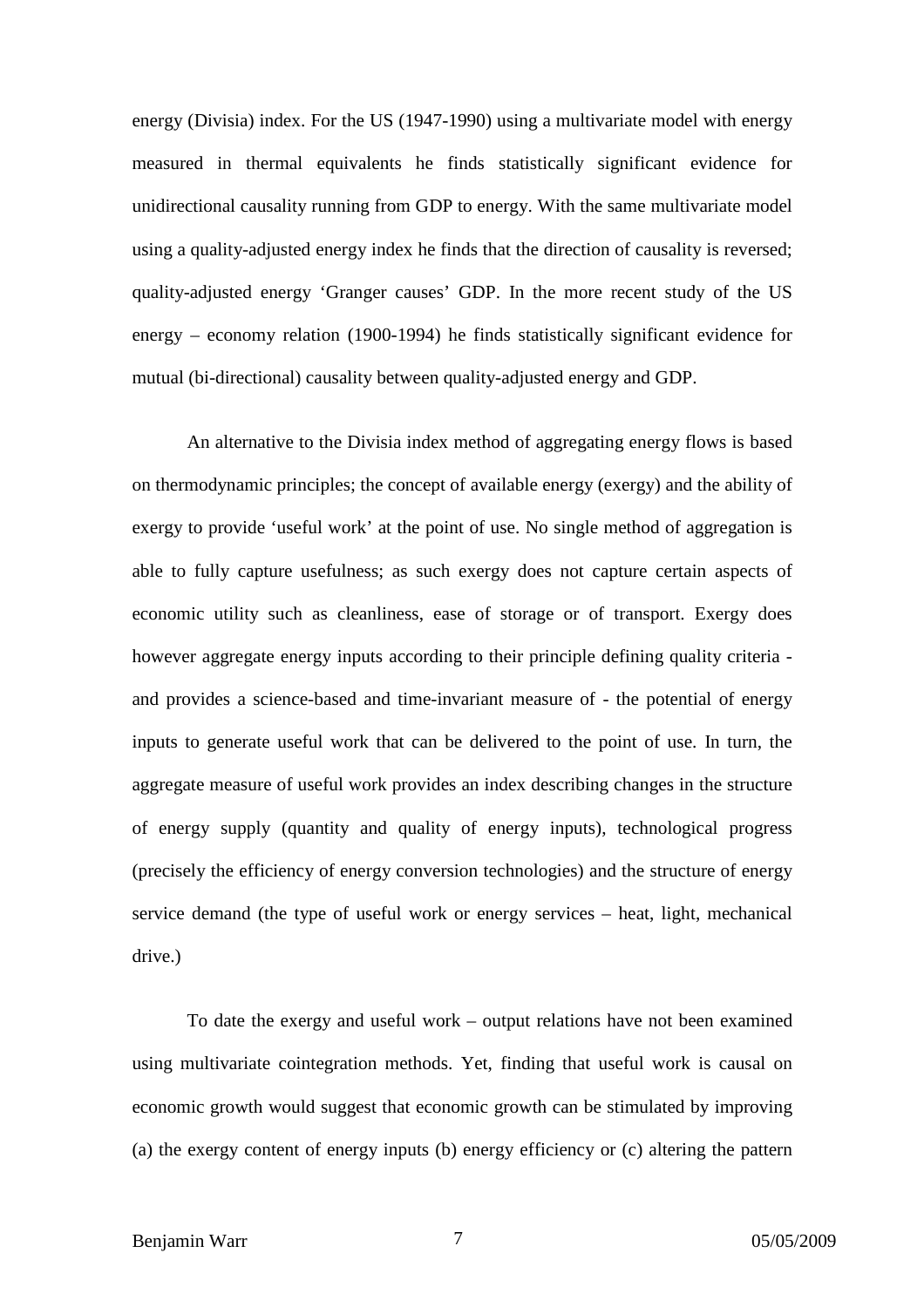energy (Divisia) index. For the US (1947-1990) using a multivariate model with energy measured in thermal equivalents he finds statistically significant evidence for unidirectional causality running from GDP to energy. With the same multivariate model using a quality-adjusted energy index he finds that the direction of causality is reversed; quality-adjusted energy 'Granger causes' GDP. In the more recent study of the US energy – economy relation (1900-1994) he finds statistically significant evidence for mutual (bi-directional) causality between quality-adjusted energy and GDP.

An alternative to the Divisia index method of aggregating energy flows is based on thermodynamic principles; the concept of available energy (exergy) and the ability of exergy to provide 'useful work' at the point of use. No single method of aggregation is able to fully capture usefulness; as such exergy does not capture certain aspects of economic utility such as cleanliness, ease of storage or of transport. Exergy does however aggregate energy inputs according to their principle defining quality criteria - and provides a science-based and time-invariant measure of - the potential of energy inputs to generate useful work that can be delivered to the point of use. In turn, the aggregate measure of useful work provides an index describing changes in the structure of energy supply (quantity and quality of energy inputs), technological progress (precisely the efficiency of energy conversion technologies) and the structure of energy service demand (the type of useful work or energy services – heat, light, mechanical drive.)

To date the exergy and useful work – output relations have not been examined using multivariate cointegration methods. Yet, finding that useful work is causal on economic growth would suggest that economic growth can be stimulated by improving (a) the exergy content of energy inputs (b) energy efficiency or (c) altering the pattern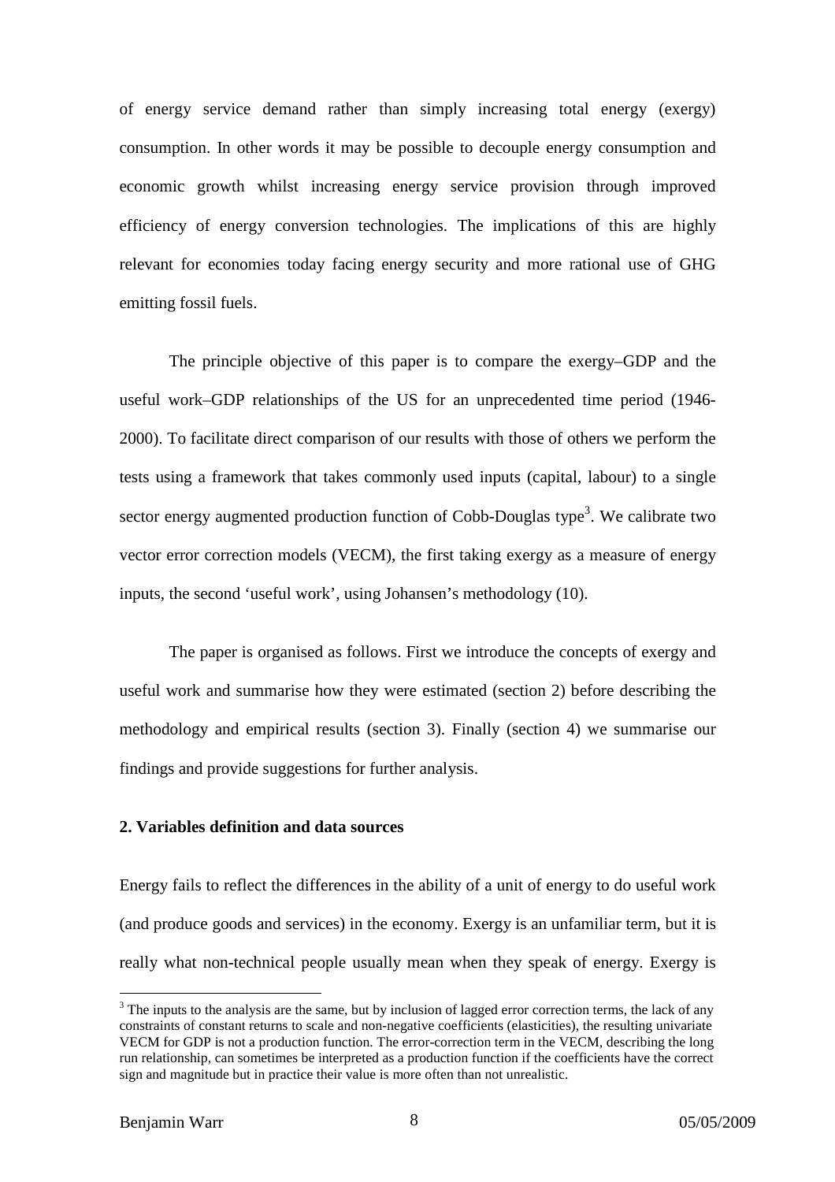of energy service demand rather than simply increasing total energy (exergy) consumption. In other words it may be possible to decouple energy consumption and economic growth whilst increasing energy service provision through improved efficiency of energy conversion technologies. The implications of this are highly relevant for economies today facing energy security and more rational use of GHG emitting fossil fuels.

The principle objective of this paper is to compare the exergy–GDP and the useful work–GDP relationships of the US for an unprecedented time period (1946-2000). To facilitate direct comparison of our results with those of others we perform the tests using a framework that takes commonly used inputs (capital, labour) to a single sector energy augmented production function of Cobb-Douglas type[3]. We calibrate two vector error correction models (VECM), the first taking exergy as a measure of energy inputs, the second 'useful work', using Johansen's methodology (10).

The paper is organised as follows. First we introduce the concepts of exergy and useful work and summarise how they were estimated (section 2) before describing the methodology and empirical results (section 3). Finally (section 4) we summarise our findings and provide suggestions for further analysis.

## 2. Variables definition and data sources

Energy fails to reflect the differences in the ability of a unit of energy to do useful work (and produce goods and services) in the economy. Exergy is an unfamiliar term, but it is really what non-technical people usually mean when they speak of energy. Exergy is

[3] The inputs to the analysis are the same, but by inclusion of lagged error correction terms, the lack of any constraints of constant returns to scale and non-negative coefficients (elasticities), the resulting univariate VECM for GDP is not a production function. The error-correction term in the VECM, describing the long run relationship, can sometimes be interpreted as a production function if the coefficients have the correct sign and magnitude but in practice their value is more often than not unrealistic.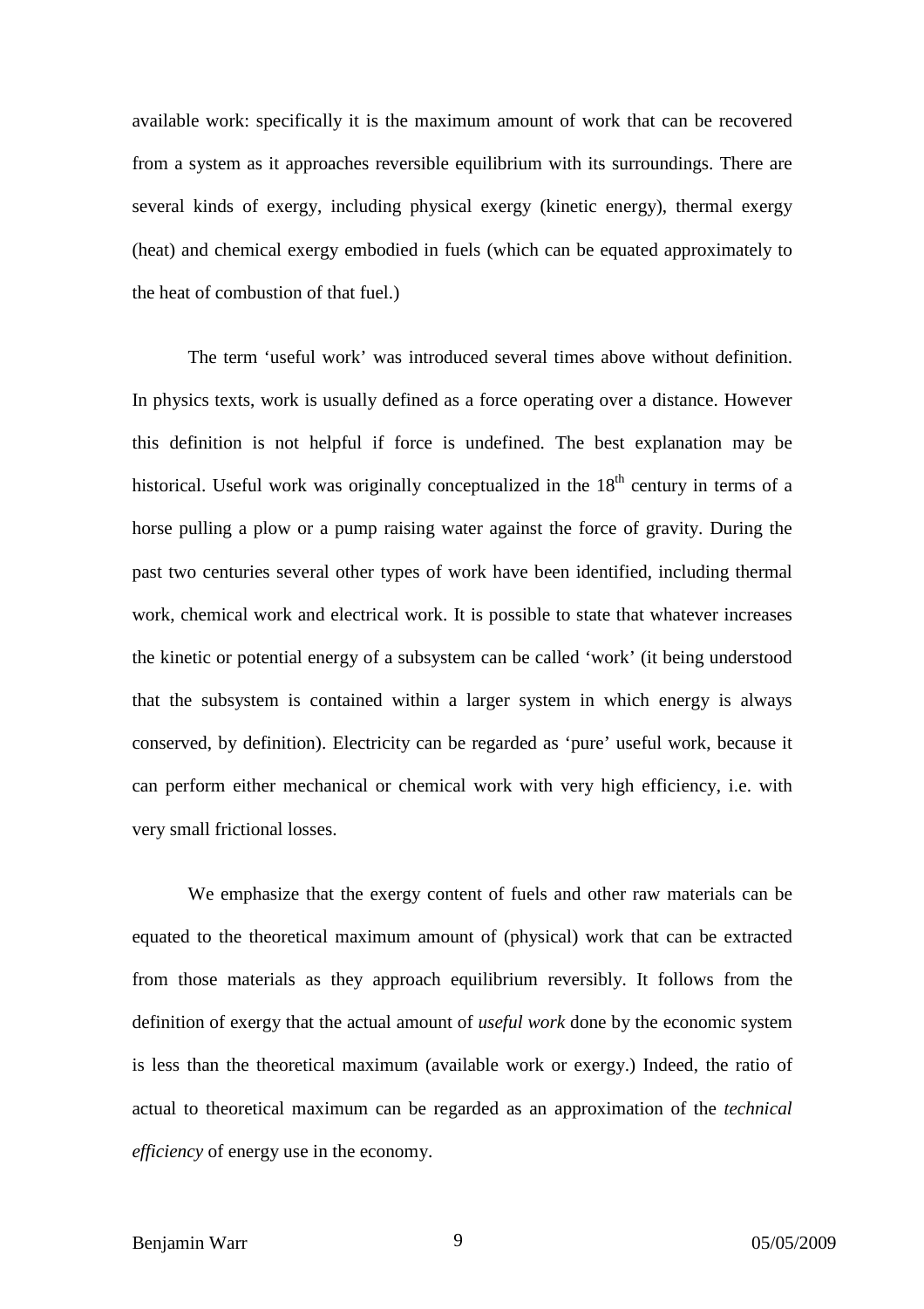available work: specifically it is the maximum amount of work that can be recovered from a system as it approaches reversible equilibrium with its surroundings. There are several kinds of exergy, including physical exergy (kinetic energy), thermal exergy (heat) and chemical exergy embodied in fuels (which can be equated approximately to the heat of combustion of that fuel.)

The term 'useful work' was introduced several times above without definition. In physics texts, work is usually defined as a force operating over a distance. However this definition is not helpful if force is undefined. The best explanation may be historical. Useful work was originally conceptualized in the 18th century in terms of a horse pulling a plow or a pump raising water against the force of gravity. During the past two centuries several other types of work have been identified, including thermal work, chemical work and electrical work. It is possible to state that whatever increases the kinetic or potential energy of a subsystem can be called 'work' (it being understood that the subsystem is contained within a larger system in which energy is always conserved, by definition). Electricity can be regarded as 'pure' useful work, because it can perform either mechanical or chemical work with very high efficiency, i.e. with very small frictional losses.

We emphasize that the exergy content of fuels and other raw materials can be equated to the theoretical maximum amount of (physical) work that can be extracted from those materials as they approach equilibrium reversibly. It follows from the definition of exergy that the actual amount of *useful work* done by the economic system is less than the theoretical maximum (available work or exergy.) Indeed, the ratio of actual to theoretical maximum can be regarded as an approximation of the *technical efficiency* of energy use in the economy.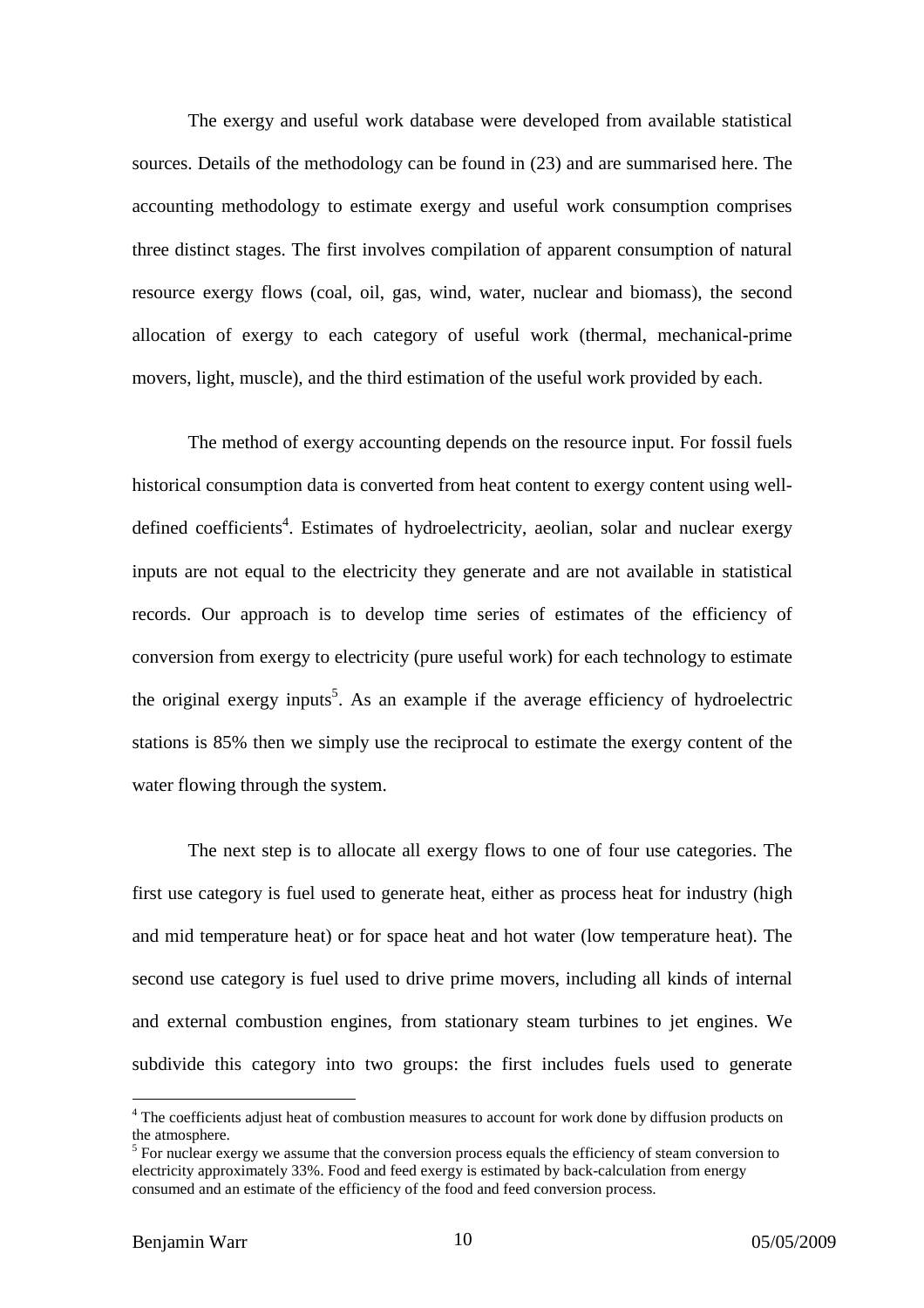The exergy and useful work database were developed from available statistical sources. Details of the methodology can be found in (23) and are summarised here. The accounting methodology to estimate exergy and useful work consumption comprises three distinct stages. The first involves compilation of apparent consumption of natural resource exergy flows (coal, oil, gas, wind, water, nuclear and biomass), the second allocation of exergy to each category of useful work (thermal, mechanical-prime movers, light, muscle), and the third estimation of the useful work provided by each.

The method of exergy accounting depends on the resource input. For fossil fuels historical consumption data is converted from heat content to exergy content using well-defined coefficients[4]. Estimates of hydroelectricity, aeolian, solar and nuclear exergy inputs are not equal to the electricity they generate and are not available in statistical records. Our approach is to develop time series of estimates of the efficiency of conversion from exergy to electricity (pure useful work) for each technology to estimate the original exergy inputs[5]. As an example if the average efficiency of hydroelectric stations is 85% then we simply use the reciprocal to estimate the exergy content of the water flowing through the system.

The next step is to allocate all exergy flows to one of four use categories. The first use category is fuel used to generate heat, either as process heat for industry (high and mid temperature heat) or for space heat and hot water (low temperature heat). The second use category is fuel used to drive prime movers, including all kinds of internal and external combustion engines, from stationary steam turbines to jet engines. We subdivide this category into two groups: the first includes fuels used to generate

[4] The coefficients adjust heat of combustion measures to account for work done by diffusion products on the atmosphere.

[5] For nuclear exergy we assume that the conversion process equals the efficiency of steam conversion to electricity approximately 33%. Food and feed exergy is estimated by back-calculation from energy consumed and an estimate of the efficiency of the food and feed conversion process.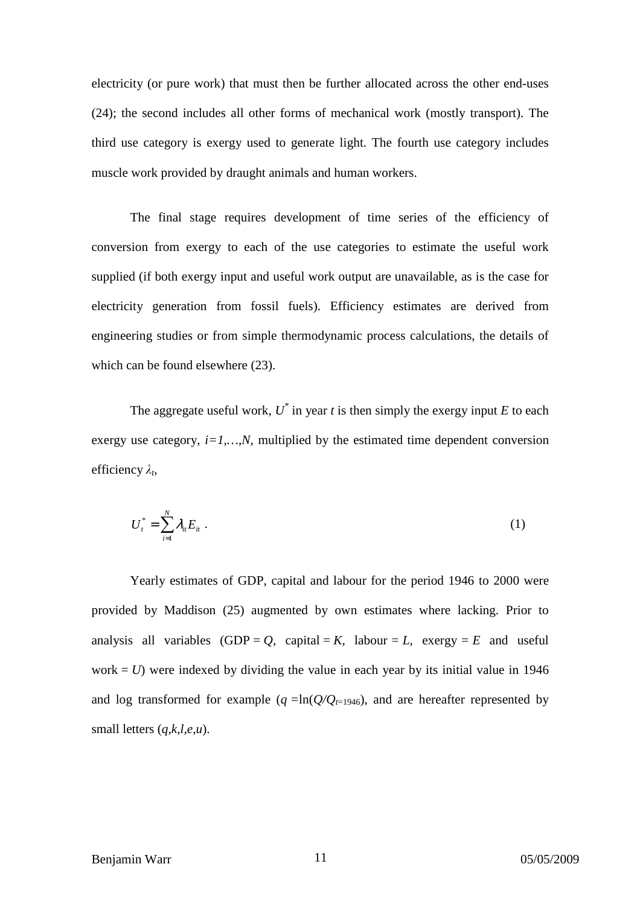electricity (or pure work) that must then be further allocated across the other end-uses (24); the second includes all other forms of mechanical work (mostly transport). The third use category is exergy used to generate light. The fourth use category includes muscle work provided by draught animals and human workers.

The final stage requires development of time series of the efficiency of conversion from exergy to each of the use categories to estimate the useful work supplied (if both exergy input and useful work output are unavailable, as is the case for electricity generation from fossil fuels). Efficiency estimates are derived from engineering studies or from simple thermodynamic process calculations, the details of which can be found elsewhere (23).

The aggregate useful work, $U^*$ in year $t$ is then simply the exergy input $E$ to each exergy use category, $i=1,\ldots,N$, multiplied by the estimated time dependent conversion efficiency $\lambda_t$,

$$U_t^* = \sum_{i=1}^{N} \lambda_{it} E_{it} \ . \tag{1}$$

Yearly estimates of GDP, capital and labour for the period 1946 to 2000 were provided by Maddison (25) augmented by own estimates where lacking. Prior to analysis all variables (GDP = $Q$, capital = $K$, labour = $L$, exergy = $E$ and useful work = $U$) were indexed by dividing the value in each year by its initial value in 1946 and log transformed for example ($q = \ln(Q/Q_{t=1946})$), and are hereafter represented by small letters ($q,k,l,e,u$).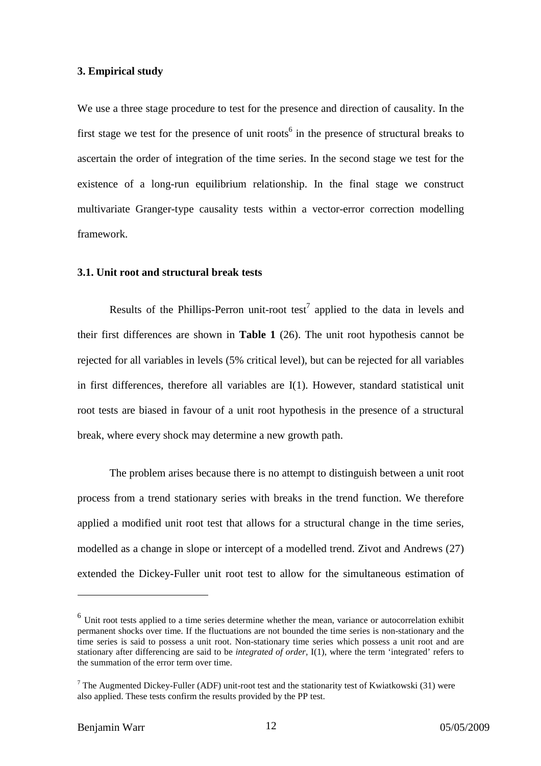### 3. Empirical study

We use a three stage procedure to test for the presence and direction of causality. In the first stage we test for the presence of unit roots[6] in the presence of structural breaks to ascertain the order of integration of the time series. In the second stage we test for the existence of a long-run equilibrium relationship. In the final stage we construct multivariate Granger-type causality tests within a vector-error correction modelling framework.

#### 3.1. Unit root and structural break tests

Results of the Phillips-Perron unit-root test[7] applied to the data in levels and their first differences are shown in **Table 1** (26). The unit root hypothesis cannot be rejected for all variables in levels (5% critical level), but can be rejected for all variables in first differences, therefore all variables are I(1). However, standard statistical unit root tests are biased in favour of a unit root hypothesis in the presence of a structural break, where every shock may determine a new growth path.

The problem arises because there is no attempt to distinguish between a unit root process from a trend stationary series with breaks in the trend function. We therefore applied a modified unit root test that allows for a structural change in the time series, modelled as a change in slope or intercept of a modelled trend. Zivot and Andrews (27) extended the Dickey-Fuller unit root test to allow for the simultaneous estimation of

---

[6] Unit root tests applied to a time series determine whether the mean, variance or autocorrelation exhibit permanent shocks over time. If the fluctuations are not bounded the time series is non-stationary and the time series is said to possess a unit root. Non-stationary time series which possess a unit root and are stationary after differencing are said to be *integrated of order*, I(1), where the term 'integrated' refers to the summation of the error term over time.

[7] The Augmented Dickey-Fuller (ADF) unit-root test and the stationarity test of Kwiatkowski (31) were also applied. These tests confirm the results provided by the PP test.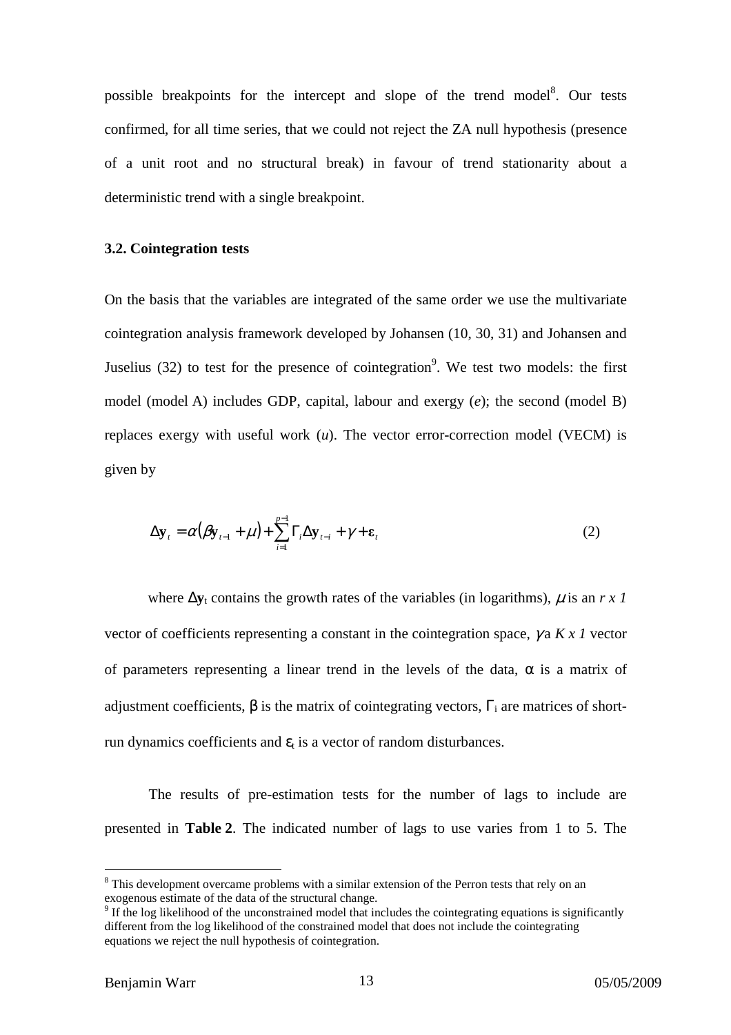possible breakpoints for the intercept and slope of the trend model[8]. Our tests confirmed, for all time series, that we could not reject the ZA null hypothesis (presence of a unit root and no structural break) in favour of trend stationarity about a deterministic trend with a single breakpoint.

### 3.2. Cointegration tests

On the basis that the variables are integrated of the same order we use the multivariate cointegration analysis framework developed by Johansen (10, 30, 31) and Johansen and Juselius (32) to test for the presence of cointegration[9]. We test two models: the first model (model A) includes GDP, capital, labour and exergy (*e*); the second (model B) replaces exergy with useful work (*u*). The vector error-correction model (VECM) is given by

$$\Delta \mathbf{y}_t = \alpha(\beta \mathbf{y}_{t-1} + \mu) + \sum_{i=1}^{p-1} \Gamma_i \Delta \mathbf{y}_{t-i} + \gamma + \boldsymbol{\varepsilon}_t \qquad (2)$$

where $\Delta \mathbf{y}_t$ contains the growth rates of the variables (in logarithms), $\mu$ is an $r \times 1$ vector of coefficients representing a constant in the cointegration space, $\gamma$ a $K \times 1$ vector of parameters representing a linear trend in the levels of the data, $\alpha$ is a matrix of adjustment coefficients, $\beta$ is the matrix of cointegrating vectors, $\Gamma_i$ are matrices of short-run dynamics coefficients and $\varepsilon_t$ is a vector of random disturbances.

The results of pre-estimation tests for the number of lags to include are presented in **Table 2**. The indicated number of lags to use varies from 1 to 5. The

[8] This development overcame problems with a similar extension of the Perron tests that rely on an exogenous estimate of the data of the structural change.

[9] If the log likelihood of the unconstrained model that includes the cointegrating equations is significantly different from the log likelihood of the constrained model that does not include the cointegrating equations we reject the null hypothesis of cointegration.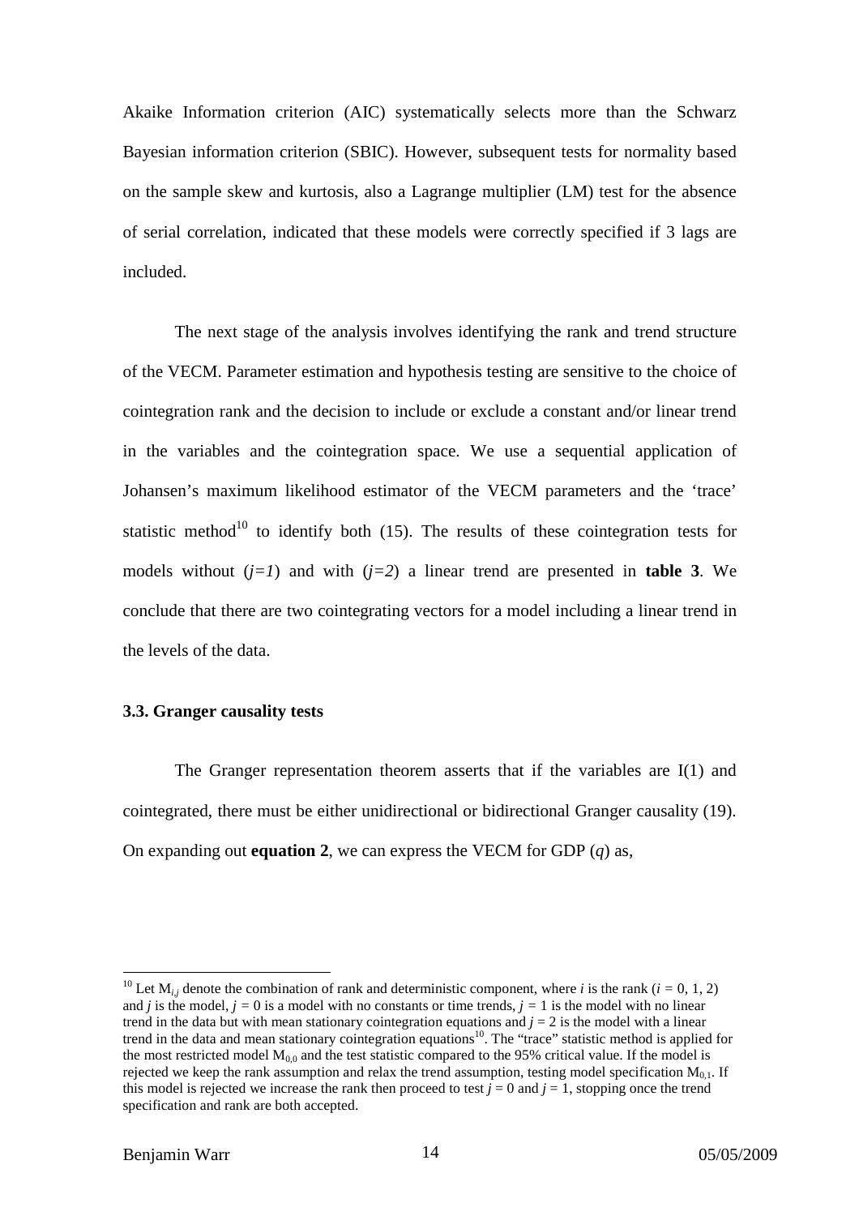Akaike Information criterion (AIC) systematically selects more than the Schwarz Bayesian information criterion (SBIC). However, subsequent tests for normality based on the sample skew and kurtosis, also a Lagrange multiplier (LM) test for the absence of serial correlation, indicated that these models were correctly specified if 3 lags are included.

The next stage of the analysis involves identifying the rank and trend structure of the VECM. Parameter estimation and hypothesis testing are sensitive to the choice of cointegration rank and the decision to include or exclude a constant and/or linear trend in the variables and the cointegration space. We use a sequential application of Johansen's maximum likelihood estimator of the VECM parameters and the 'trace' statistic method[10] to identify both (15). The results of these cointegration tests for models without ($j=1$) and with ($j=2$) a linear trend are presented in **table 3**. We conclude that there are two cointegrating vectors for a model including a linear trend in the levels of the data.

### 3.3. Granger causality tests

The Granger representation theorem asserts that if the variables are I(1) and cointegrated, there must be either unidirectional or bidirectional Granger causality (19). On expanding out **equation 2**, we can express the VECM for GDP ($q$) as,

---

[10] Let $M_{i,j}$ denote the combination of rank and deterministic component, where $i$ is the rank ($i$ = 0, 1, 2) and $j$ is the model, $j$ = 0 is a model with no constants or time trends, $j$ = 1 is the model with no linear trend in the data but with mean stationary cointegration equations and $j$ = 2 is the model with a linear trend in the data and mean stationary cointegration equations[10]. The "trace" statistic method is applied for the most restricted model $M_{0,0}$ and the test statistic compared to the 95% critical value. If the model is rejected we keep the rank assumption and relax the trend assumption, testing model specification $M_{0,1}$. If this model is rejected we increase the rank then proceed to test $j$ = 0 and $j$ = 1, stopping once the trend specification and rank are both accepted.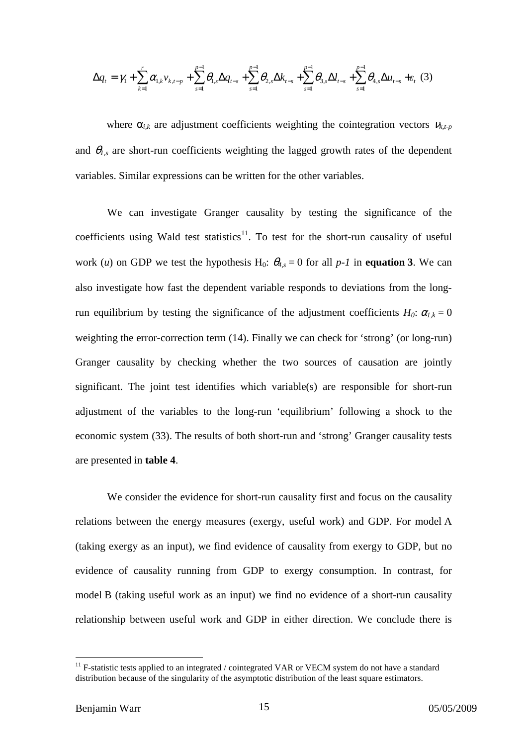$$\Delta q_t = \gamma_1 + \sum_{k=1}^{r} \alpha_{1,k} v_{k,t-p} + \sum_{s=1}^{p-1} \theta_{1,s} \Delta q_{t-s} + \sum_{s=1}^{p-1} \theta_{2,s} \Delta k_{t-s} + \sum_{s=1}^{p-1} \theta_{3,s} \Delta l_{t-s} + \sum_{s=1}^{p-1} \theta_{4,s} \Delta u_{t-s} + \varepsilon_t \quad (3)$$

where $\alpha_{i,k}$ are adjustment coefficients weighting the cointegration vectors $v_{k,t-p}$ and $\theta_{1,s}$ are short-run coefficients weighting the lagged growth rates of the dependent variables. Similar expressions can be written for the other variables.

We can investigate Granger causality by testing the significance of the coefficients using Wald test statistics[11]. To test for the short-run causality of useful work ($u$) on GDP we test the hypothesis $H_0$: $\theta_{4,s} = 0$ for all $p-1$ in **equation 3**. We can also investigate how fast the dependent variable responds to deviations from the long-run equilibrium by testing the significance of the adjustment coefficients $H_0$: $\alpha_{1,k} = 0$ weighting the error-correction term (14). Finally we can check for 'strong' (or long-run) Granger causality by checking whether the two sources of causation are jointly significant. The joint test identifies which variable(s) are responsible for short-run adjustment of the variables to the long-run 'equilibrium' following a shock to the economic system (33). The results of both short-run and 'strong' Granger causality tests are presented in **table 4**.

We consider the evidence for short-run causality first and focus on the causality relations between the energy measures (exergy, useful work) and GDP. For model A (taking exergy as an input), we find evidence of causality from exergy to GDP, but no evidence of causality running from GDP to exergy consumption. In contrast, for model B (taking useful work as an input) we find no evidence of a short-run causality relationship between useful work and GDP in either direction. We conclude there is

[11] F-statistic tests applied to an integrated / cointegrated VAR or VECM system do not have a standard distribution because of the singularity of the asymptotic distribution of the least square estimators.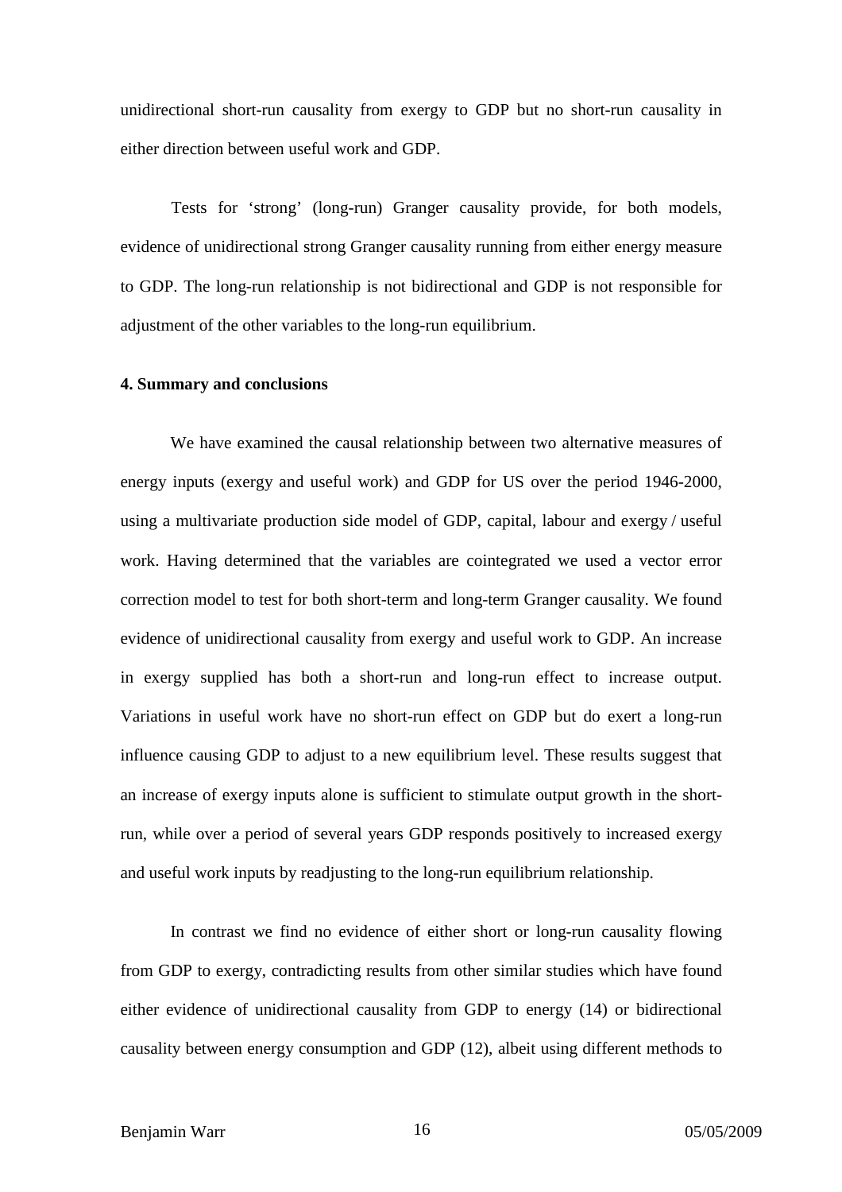unidirectional short-run causality from exergy to GDP but no short-run causality in either direction between useful work and GDP.

Tests for 'strong' (long-run) Granger causality provide, for both models, evidence of unidirectional strong Granger causality running from either energy measure to GDP. The long-run relationship is not bidirectional and GDP is not responsible for adjustment of the other variables to the long-run equilibrium.

## 4. Summary and conclusions

We have examined the causal relationship between two alternative measures of energy inputs (exergy and useful work) and GDP for US over the period 1946-2000, using a multivariate production side model of GDP, capital, labour and exergy / useful work. Having determined that the variables are cointegrated we used a vector error correction model to test for both short-term and long-term Granger causality. We found evidence of unidirectional causality from exergy and useful work to GDP. An increase in exergy supplied has both a short-run and long-run effect to increase output. Variations in useful work have no short-run effect on GDP but do exert a long-run influence causing GDP to adjust to a new equilibrium level. These results suggest that an increase of exergy inputs alone is sufficient to stimulate output growth in the short-run, while over a period of several years GDP responds positively to increased exergy and useful work inputs by readjusting to the long-run equilibrium relationship.

In contrast we find no evidence of either short or long-run causality flowing from GDP to exergy, contradicting results from other similar studies which have found either evidence of unidirectional causality from GDP to energy (14) or bidirectional causality between energy consumption and GDP (12), albeit using different methods to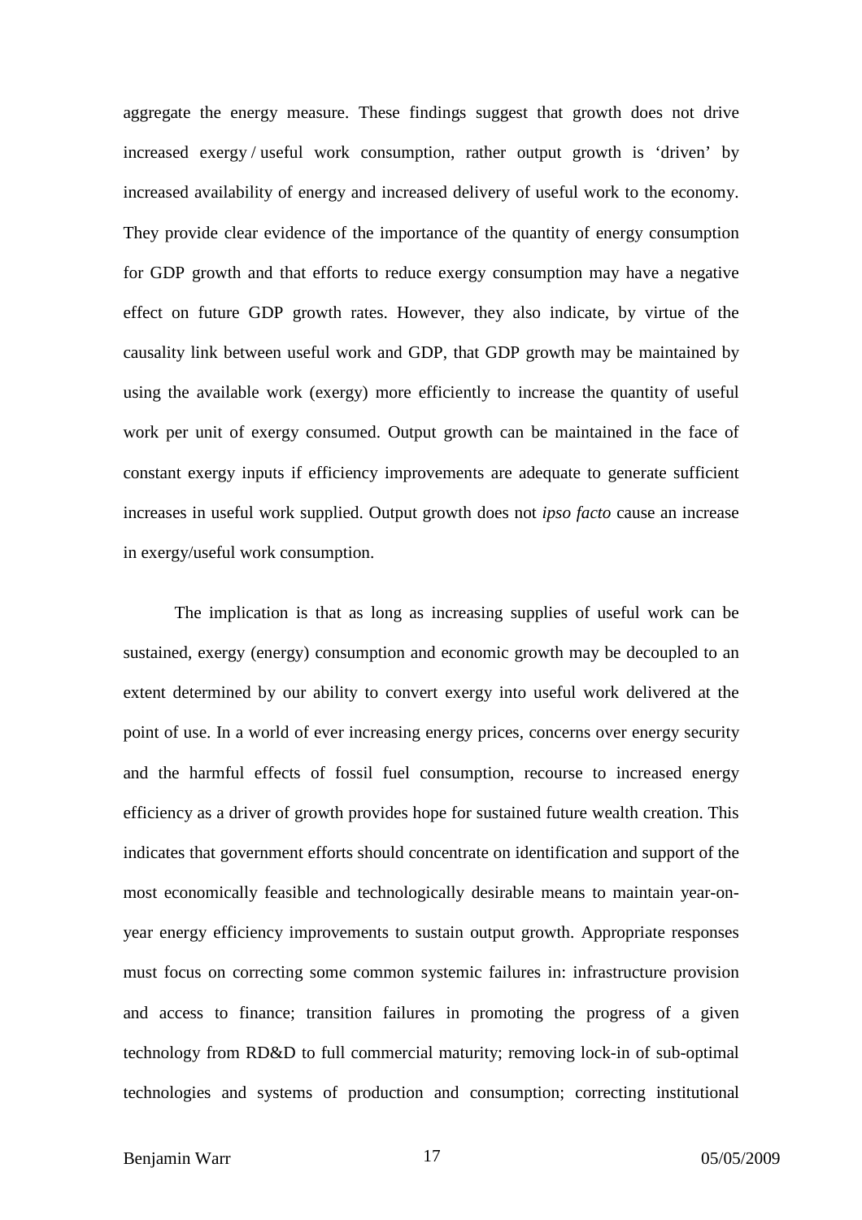aggregate the energy measure. These findings suggest that growth does not drive increased exergy / useful work consumption, rather output growth is 'driven' by increased availability of energy and increased delivery of useful work to the economy. They provide clear evidence of the importance of the quantity of energy consumption for GDP growth and that efforts to reduce exergy consumption may have a negative effect on future GDP growth rates. However, they also indicate, by virtue of the causality link between useful work and GDP, that GDP growth may be maintained by using the available work (exergy) more efficiently to increase the quantity of useful work per unit of exergy consumed. Output growth can be maintained in the face of constant exergy inputs if efficiency improvements are adequate to generate sufficient increases in useful work supplied. Output growth does not *ipso facto* cause an increase in exergy/useful work consumption.

The implication is that as long as increasing supplies of useful work can be sustained, exergy (energy) consumption and economic growth may be decoupled to an extent determined by our ability to convert exergy into useful work delivered at the point of use. In a world of ever increasing energy prices, concerns over energy security and the harmful effects of fossil fuel consumption, recourse to increased energy efficiency as a driver of growth provides hope for sustained future wealth creation. This indicates that government efforts should concentrate on identification and support of the most economically feasible and technologically desirable means to maintain year-on-year energy efficiency improvements to sustain output growth. Appropriate responses must focus on correcting some common systemic failures in: infrastructure provision and access to finance; transition failures in promoting the progress of a given technology from RD&D to full commercial maturity; removing lock-in of sub-optimal technologies and systems of production and consumption; correcting institutional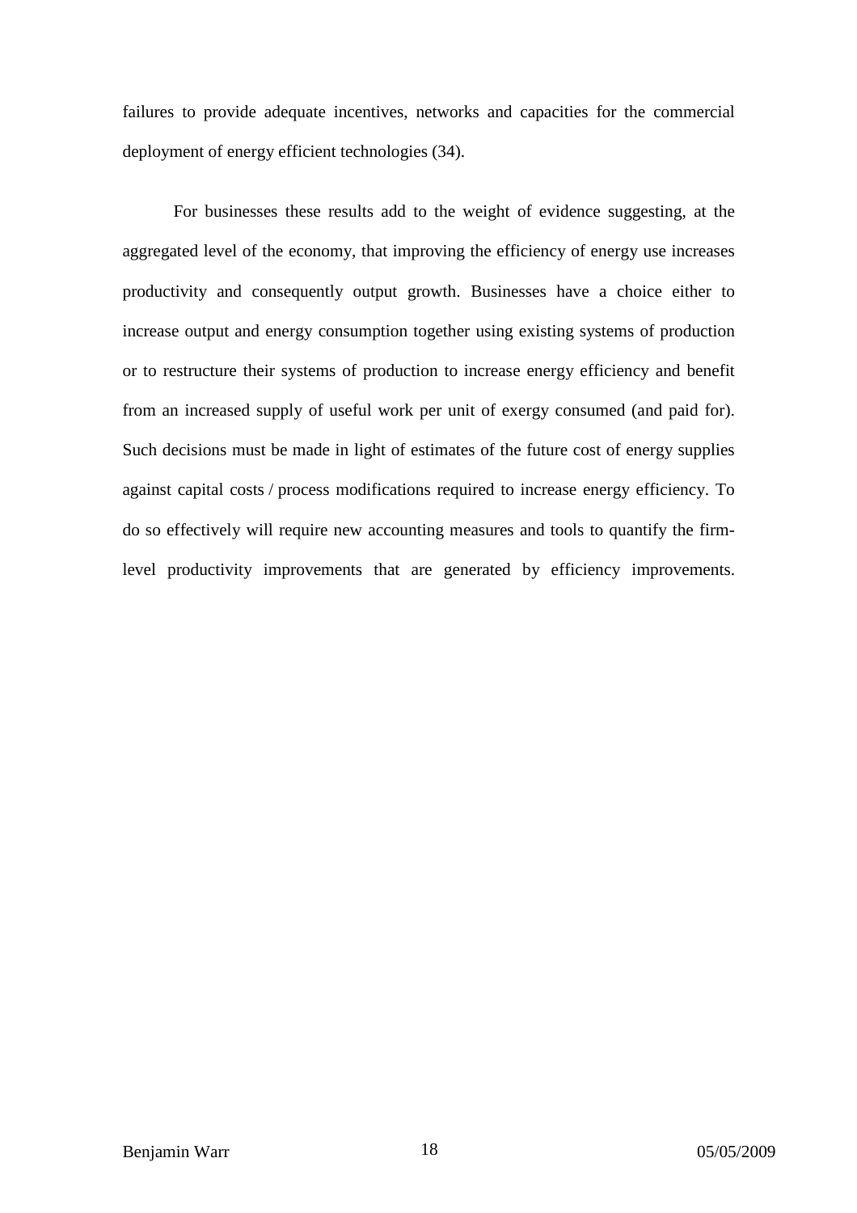failures to provide adequate incentives, networks and capacities for the commercial deployment of energy efficient technologies (34).

For businesses these results add to the weight of evidence suggesting, at the aggregated level of the economy, that improving the efficiency of energy use increases productivity and consequently output growth. Businesses have a choice either to increase output and energy consumption together using existing systems of production or to restructure their systems of production to increase energy efficiency and benefit from an increased supply of useful work per unit of exergy consumed (and paid for). Such decisions must be made in light of estimates of the future cost of energy supplies against capital costs / process modifications required to increase energy efficiency. To do so effectively will require new accounting measures and tools to quantify the firm-level productivity improvements that are generated by efficiency improvements.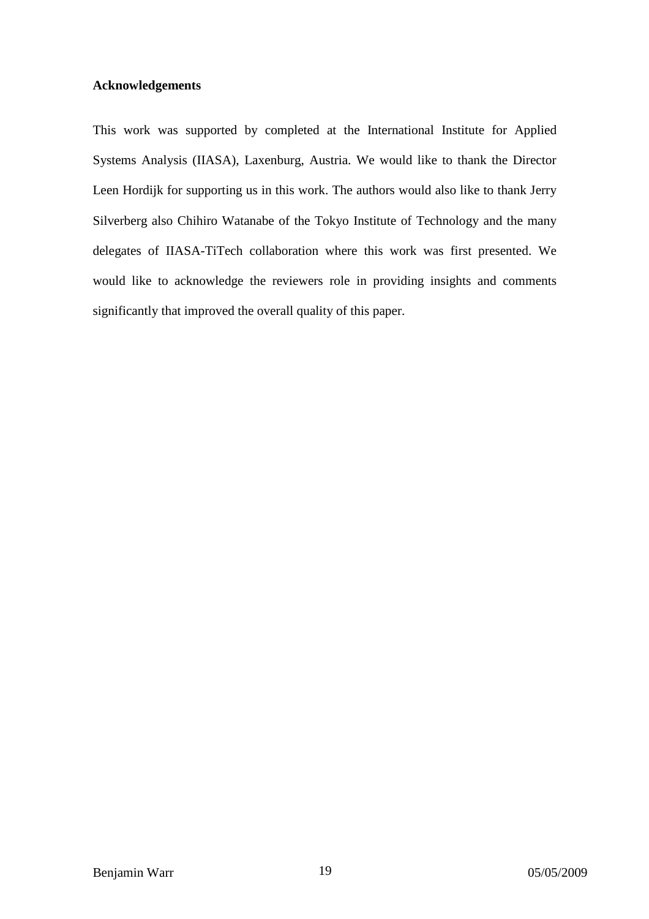**Acknowledgements**

This work was supported by completed at the International Institute for Applied Systems Analysis (IIASA), Laxenburg, Austria. We would like to thank the Director Leen Hordijk for supporting us in this work. The authors would also like to thank Jerry Silverberg also Chihiro Watanabe of the Tokyo Institute of Technology and the many delegates of IIASA-TiTech collaboration where this work was first presented. We would like to acknowledge the reviewers role in providing insights and comments significantly that improved the overall quality of this paper.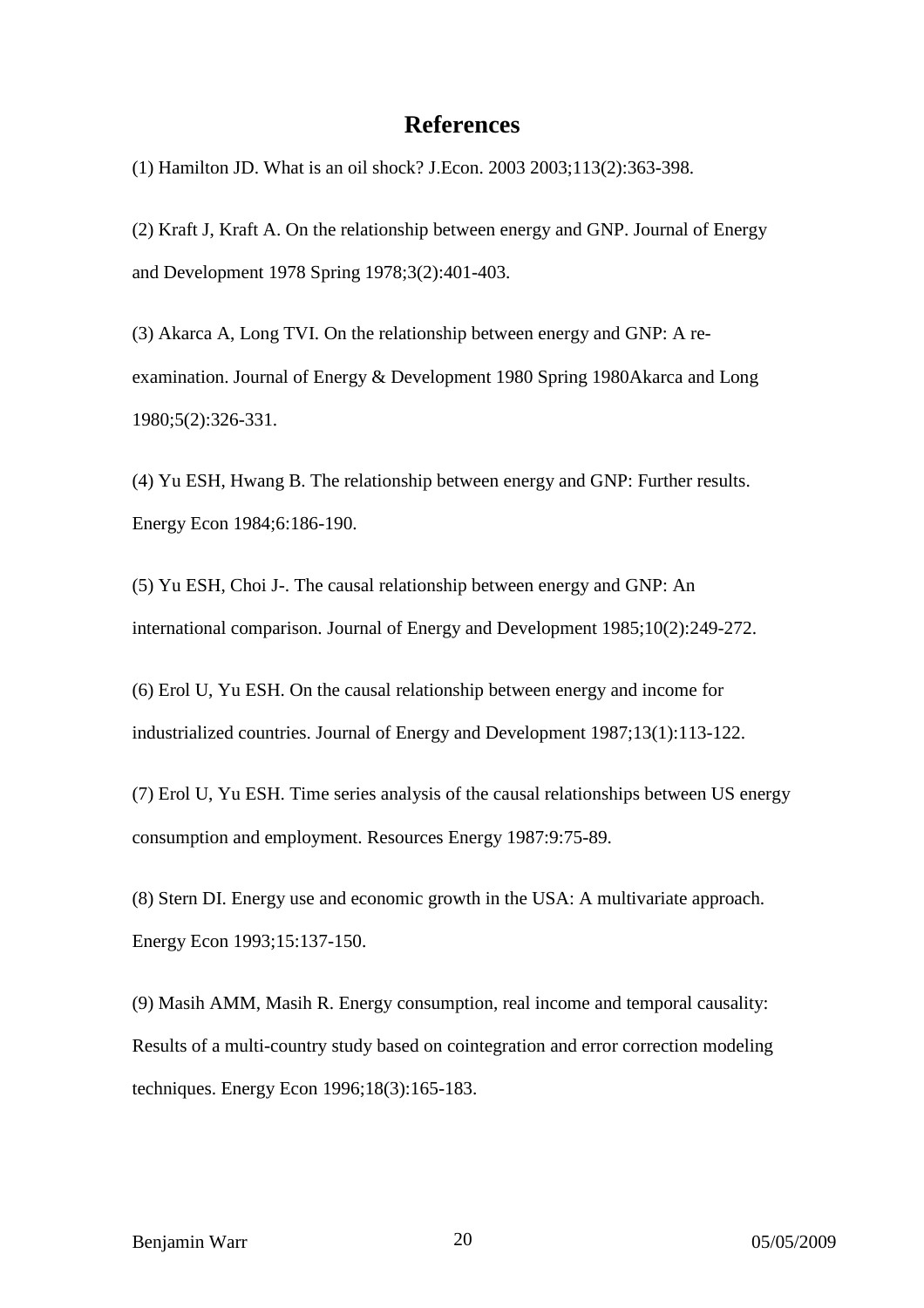# References

(1) Hamilton JD. What is an oil shock? J.Econ. 2003 2003;113(2):363-398.

(2) Kraft J, Kraft A. On the relationship between energy and GNP. Journal of Energy and Development 1978 Spring 1978;3(2):401-403.

(3) Akarca A, Long TVI. On the relationship between energy and GNP: A re-examination. Journal of Energy & Development 1980 Spring 1980Akarca and Long 1980;5(2):326-331.

(4) Yu ESH, Hwang B. The relationship between energy and GNP: Further results. Energy Econ 1984;6:186-190.

(5) Yu ESH, Choi J-. The causal relationship between energy and GNP: An international comparison. Journal of Energy and Development 1985;10(2):249-272.

(6) Erol U, Yu ESH. On the causal relationship between energy and income for industrialized countries. Journal of Energy and Development 1987;13(1):113-122.

(7) Erol U, Yu ESH. Time series analysis of the causal relationships between US energy consumption and employment. Resources Energy 1987:9:75-89.

(8) Stern DI. Energy use and economic growth in the USA: A multivariate approach. Energy Econ 1993;15:137-150.

(9) Masih AMM, Masih R. Energy consumption, real income and temporal causality: Results of a multi-country study based on cointegration and error correction modeling techniques. Energy Econ 1996;18(3):165-183.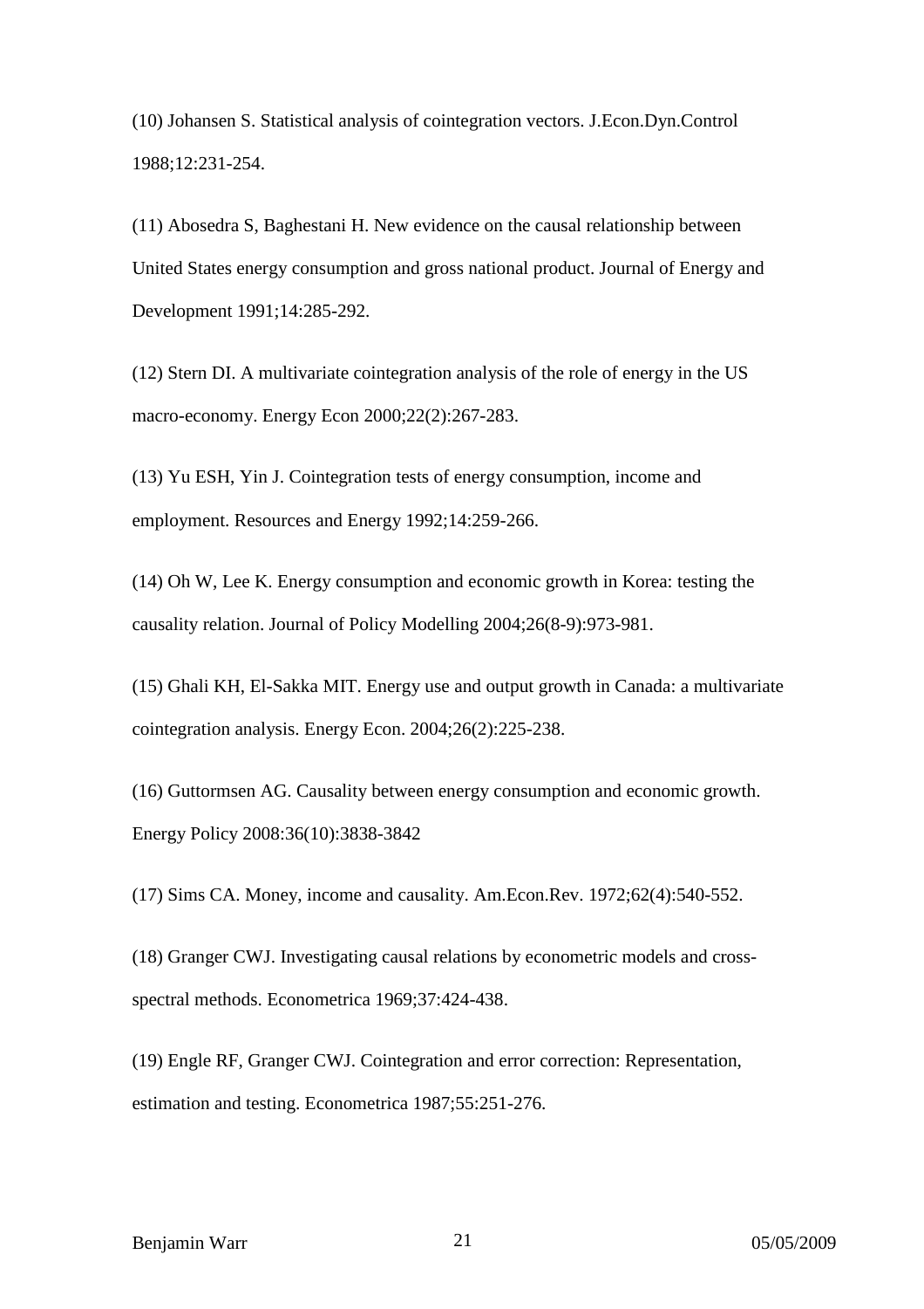(10) Johansen S. Statistical analysis of cointegration vectors. J.Econ.Dyn.Control 1988;12:231-254.

(11) Abosedra S, Baghestani H. New evidence on the causal relationship between United States energy consumption and gross national product. Journal of Energy and Development 1991;14:285-292.

(12) Stern DI. A multivariate cointegration analysis of the role of energy in the US macro-economy. Energy Econ 2000;22(2):267-283.

(13) Yu ESH, Yin J. Cointegration tests of energy consumption, income and employment. Resources and Energy 1992;14:259-266.

(14) Oh W, Lee K. Energy consumption and economic growth in Korea: testing the causality relation. Journal of Policy Modelling 2004;26(8-9):973-981.

(15) Ghali KH, El-Sakka MIT. Energy use and output growth in Canada: a multivariate cointegration analysis. Energy Econ. 2004;26(2):225-238.

(16) Guttormsen AG. Causality between energy consumption and economic growth. Energy Policy 2008:36(10):3838-3842

(17) Sims CA. Money, income and causality. Am.Econ.Rev. 1972;62(4):540-552.

(18) Granger CWJ. Investigating causal relations by econometric models and cross-spectral methods. Econometrica 1969;37:424-438.

(19) Engle RF, Granger CWJ. Cointegration and error correction: Representation, estimation and testing. Econometrica 1987;55:251-276.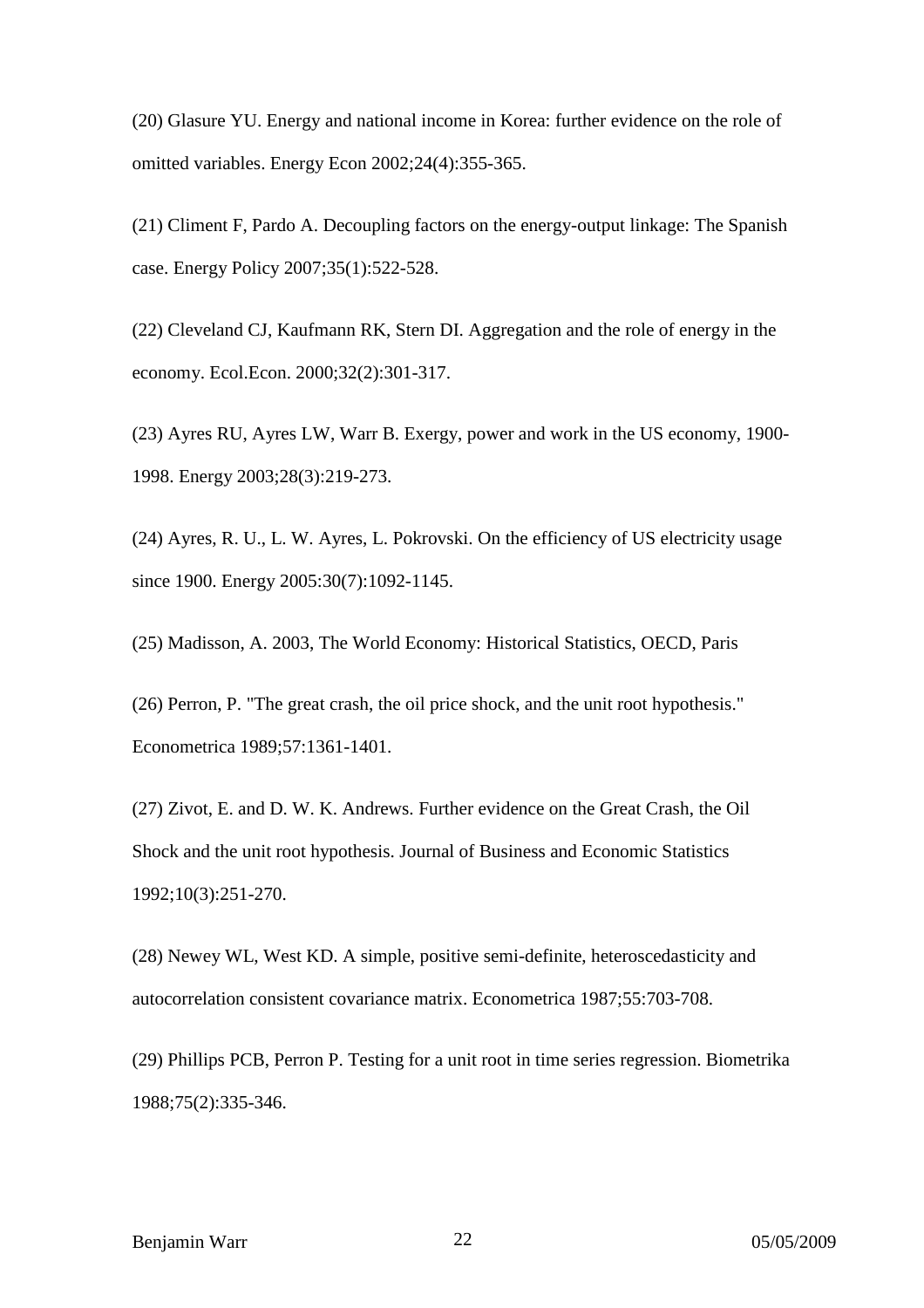(20) Glasure YU. Energy and national income in Korea: further evidence on the role of omitted variables. Energy Econ 2002;24(4):355-365.

(21) Climent F, Pardo A. Decoupling factors on the energy-output linkage: The Spanish case. Energy Policy 2007;35(1):522-528.

(22) Cleveland CJ, Kaufmann RK, Stern DI. Aggregation and the role of energy in the economy. Ecol.Econ. 2000;32(2):301-317.

(23) Ayres RU, Ayres LW, Warr B. Exergy, power and work in the US economy, 1900-1998. Energy 2003;28(3):219-273.

(24) Ayres, R. U., L. W. Ayres, L. Pokrovski. On the efficiency of US electricity usage since 1900. Energy 2005:30(7):1092-1145.

(25) Madisson, A. 2003, The World Economy: Historical Statistics, OECD, Paris

(26) Perron, P. "The great crash, the oil price shock, and the unit root hypothesis." Econometrica 1989;57:1361-1401.

(27) Zivot, E. and D. W. K. Andrews. Further evidence on the Great Crash, the Oil Shock and the unit root hypothesis. Journal of Business and Economic Statistics 1992;10(3):251-270.

(28) Newey WL, West KD. A simple, positive semi-definite, heteroscedasticity and autocorrelation consistent covariance matrix. Econometrica 1987;55:703-708.

(29) Phillips PCB, Perron P. Testing for a unit root in time series regression. Biometrika 1988;75(2):335-346.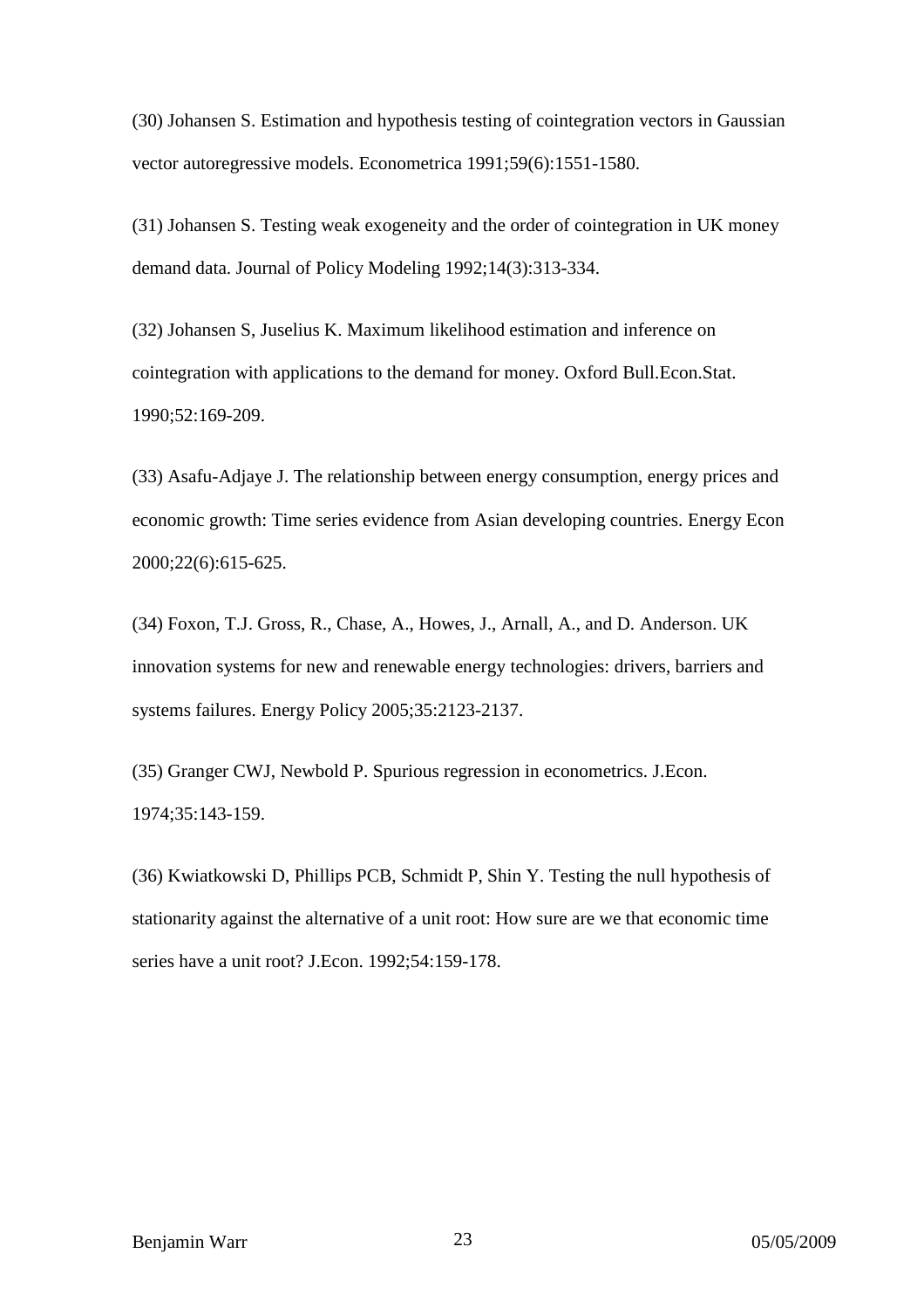(30) Johansen S. Estimation and hypothesis testing of cointegration vectors in Gaussian vector autoregressive models. Econometrica 1991;59(6):1551-1580.

(31) Johansen S. Testing weak exogeneity and the order of cointegration in UK money demand data. Journal of Policy Modeling 1992;14(3):313-334.

(32) Johansen S, Juselius K. Maximum likelihood estimation and inference on cointegration with applications to the demand for money. Oxford Bull.Econ.Stat. 1990;52:169-209.

(33) Asafu-Adjaye J. The relationship between energy consumption, energy prices and economic growth: Time series evidence from Asian developing countries. Energy Econ 2000;22(6):615-625.

(34) Foxon, T.J. Gross, R., Chase, A., Howes, J., Arnall, A., and D. Anderson. UK innovation systems for new and renewable energy technologies: drivers, barriers and systems failures. Energy Policy 2005;35:2123-2137.

(35) Granger CWJ, Newbold P. Spurious regression in econometrics. J.Econ. 1974;35:143-159.

(36) Kwiatkowski D, Phillips PCB, Schmidt P, Shin Y. Testing the null hypothesis of stationarity against the alternative of a unit root: How sure are we that economic time series have a unit root? J.Econ. 1992;54:159-178.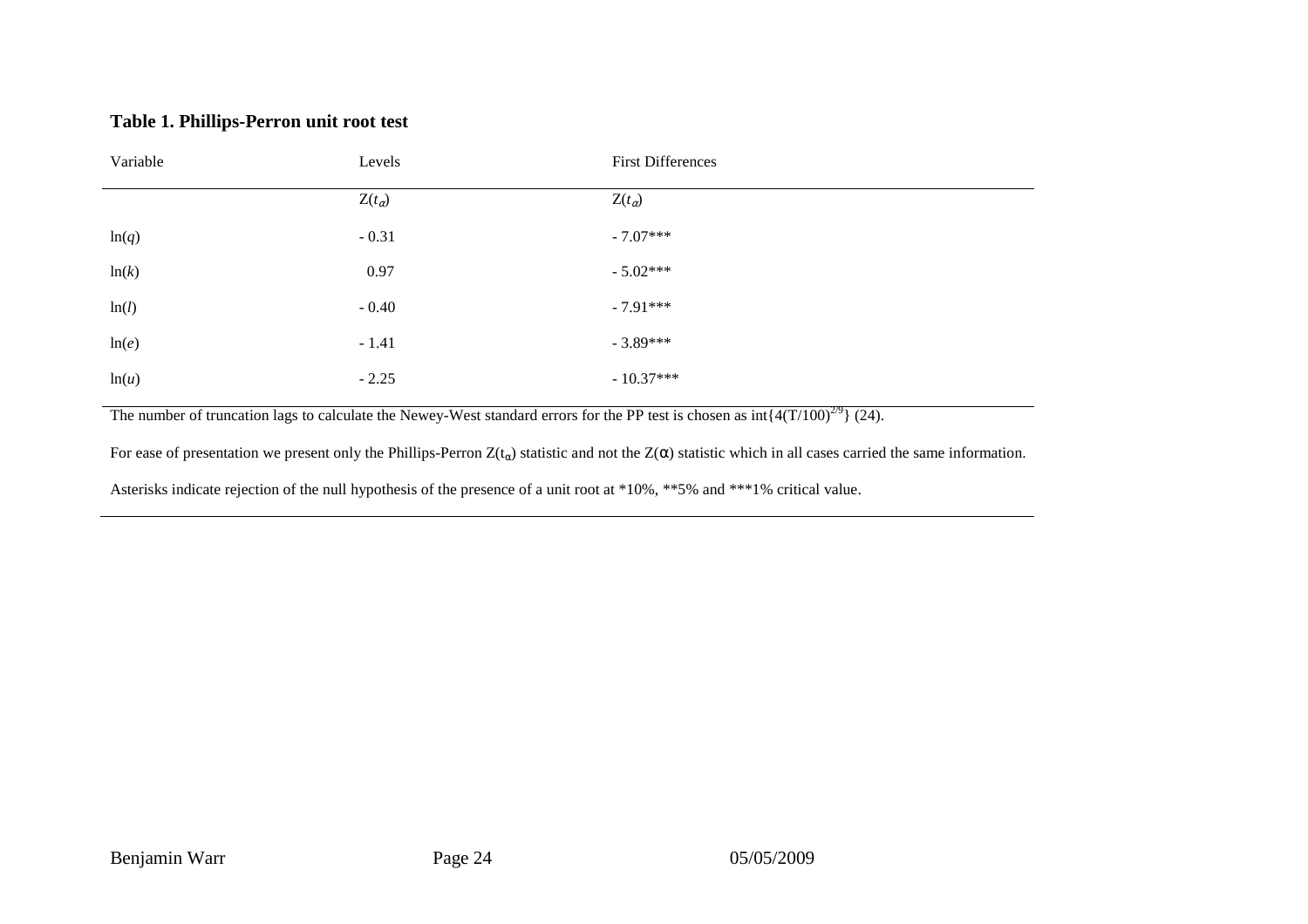**Table 1. Phillips-Perron unit root test**

| Variable | Levels | First Differences |
|---|---|---|
| | $Z(t_{\alpha})$ | $Z(t_{\alpha})$ |
| $\ln(q)$ | - 0.31 | - 7.07*** |
| $\ln(k)$ | 0.97 | - 5.02*** |
| $\ln(l)$ | - 0.40 | - 7.91*** |
| $\ln(e)$ | - 1.41 | - 3.89*** |
| $\ln(u)$ | - 2.25 | - 10.37*** |

The number of truncation lags to calculate the Newey-West standard errors for the PP test is chosen as $\text{int}\{4(T/100)^{2/9}\}$ (24).

For ease of presentation we present only the Phillips-Perron $Z(t_{\alpha})$ statistic and not the $Z(\alpha)$ statistic which in all cases carried the same information.

Asterisks indicate rejection of the null hypothesis of the presence of a unit root at *10%, **5% and ***1% critical value.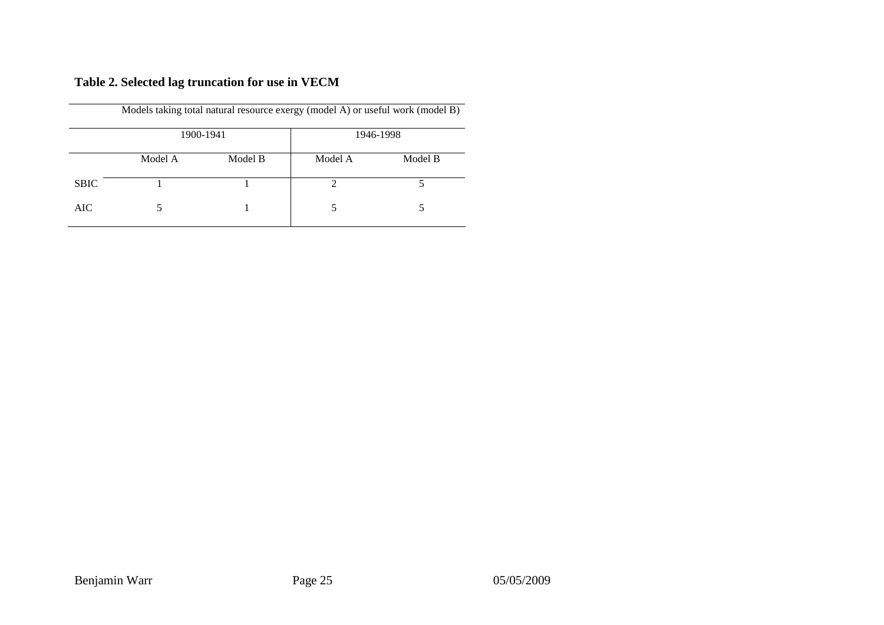**Table 2. Selected lag truncation for use in VECM**

| | Models taking total natural resource exergy (model A) or useful work (model B) | | | |
|---|---|---|---|---|
| | 1900-1941 | | 1946-1998 | |
| | Model A | Model B | Model A | Model B |
| SBIC | 1 | 1 | 2 | 5 |
| AIC | 5 | 1 | 5 | 5 |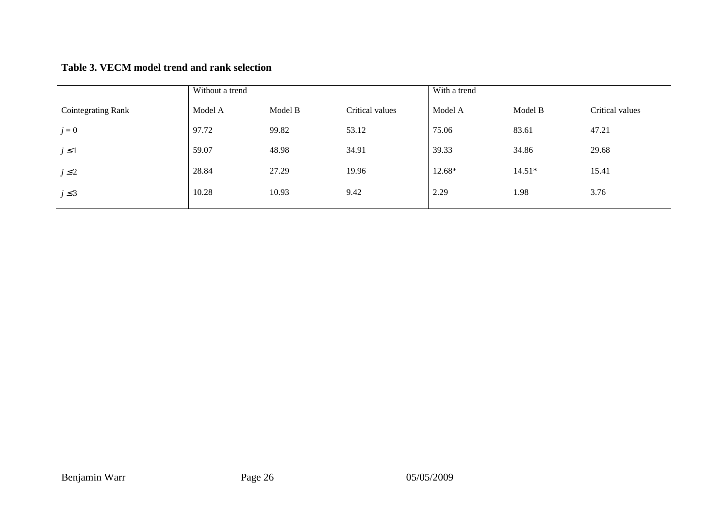**Table 3. VECM model trend and rank selection**

| | Without a trend | | | With a trend | | |
|---|---|---|---|---|---|---|
| Cointegrating Rank | Model A | Model B | Critical values | Model A | Model B | Critical values |
| $j = 0$ | 97.72 | 99.82 | 53.12 | 75.06 | 83.61 | 47.21 |
| $j \leq 1$ | 59.07 | 48.98 | 34.91 | 39.33 | 34.86 | 29.68 |
| $j \leq 2$ | 28.84 | 27.29 | 19.96 | 12.68* | 14.51* | 15.41 |
| $j \leq 3$ | 10.28 | 10.93 | 9.42 | 2.29 | 1.98 | 3.76 |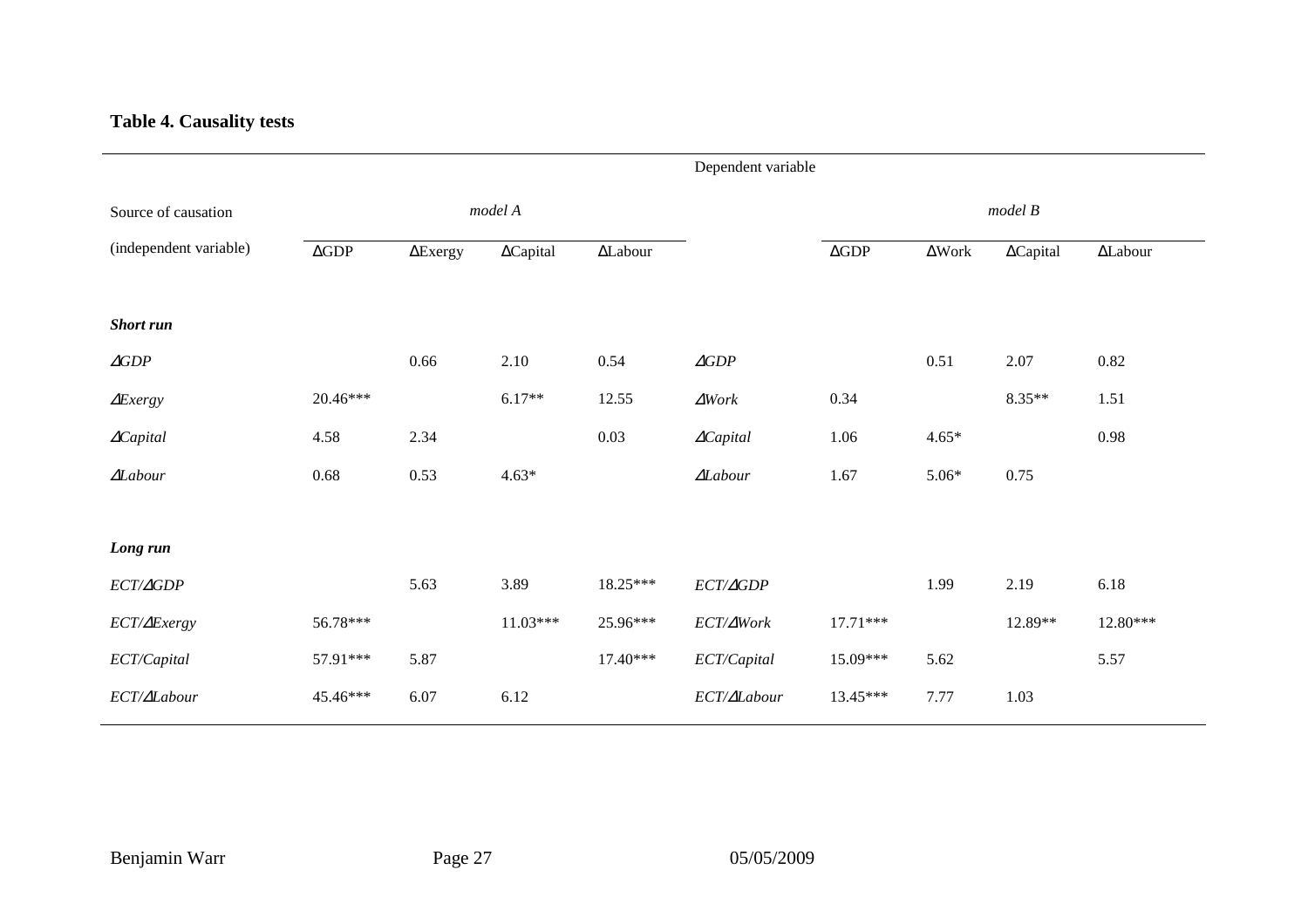**Table 4. Causality tests**

| | Dependent variable | | | | | | | | |
|---|---|---|---|---|---|---|---|---|---|
| Source of causation | *model A* | | | | | *model B* | | | |
| (independent variable) | ΔGDP | ΔExergy | ΔCapital | ΔLabour | | ΔGDP | ΔWork | ΔCapital | ΔLabour |
| ***Short run*** | | | | | | | | | |
| *ΔGDP* | | 0.66 | 2.10 | 0.54 | *ΔGDP* | | 0.51 | 2.07 | 0.82 |
| *ΔExergy* | 20.46*** | | 6.17** | 12.55 | *ΔWork* | 0.34 | | 8.35** | 1.51 |
| *ΔCapital* | 4.58 | 2.34 | | 0.03 | *ΔCapital* | 1.06 | 4.65* | | 0.98 |
| *ΔLabour* | 0.68 | 0.53 | 4.63* | | *ΔLabour* | 1.67 | 5.06* | 0.75 | |
| ***Long run*** | | | | | | | | | |
| *ECT/ΔGDP* | | 5.63 | 3.89 | 18.25*** | *ECT/ΔGDP* | | 1.99 | 2.19 | 6.18 |
| *ECT/ΔExergy* | 56.78*** | | 11.03*** | 25.96*** | *ECT/ΔWork* | 17.71*** | | 12.89** | 12.80*** |
| *ECT/Capital* | 57.91*** | 5.87 | | 17.40*** | *ECT/Capital* | 15.09*** | 5.62 | | 5.57 |
| *ECT/ΔLabour* | 45.46*** | 6.07 | 6.12 | | *ECT/ΔLabour* | 13.45*** | 7.77 | 1.03 | |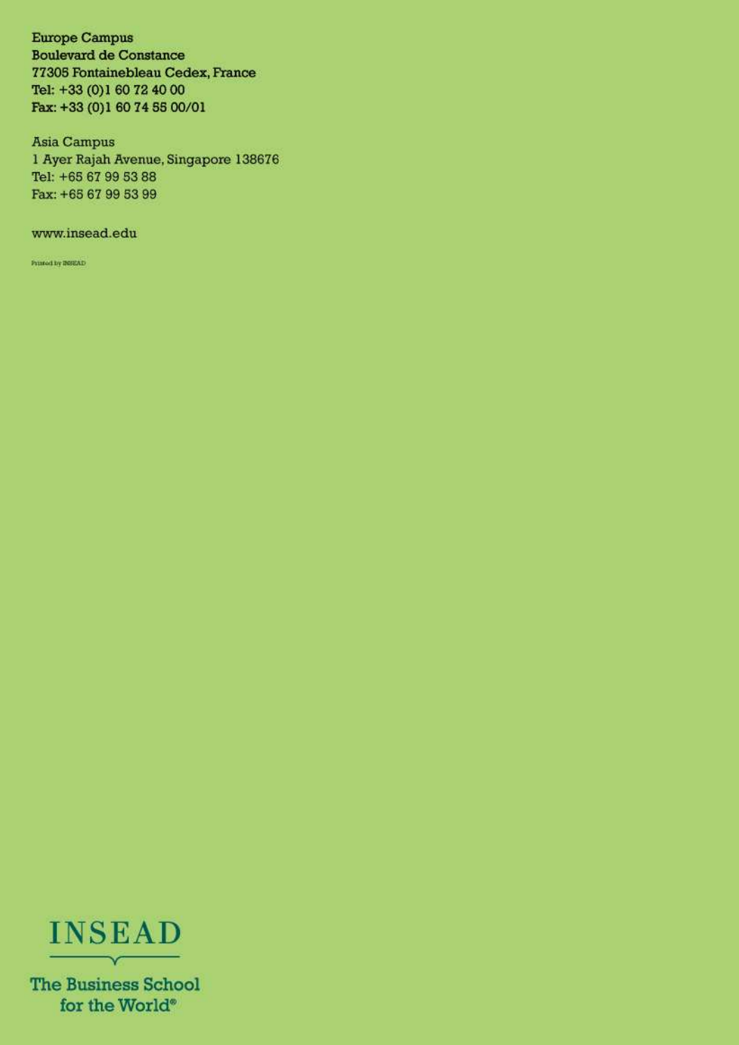**Europe Campus**
**Boulevard de Constance**
**77305 Fontainebleau Cedex, France**
**Tel: +33 (0)1 60 72 40 00**
**Fax: +33 (0)1 60 74 55 00/01**

Asia Campus
1 Ayer Rajah Avenue, Singapore 138676
Tel: +65 67 99 53 88
Fax: +65 67 99 53 99

www.insead.edu

Printed by INSEAD

INSEAD

The Business School for the World®